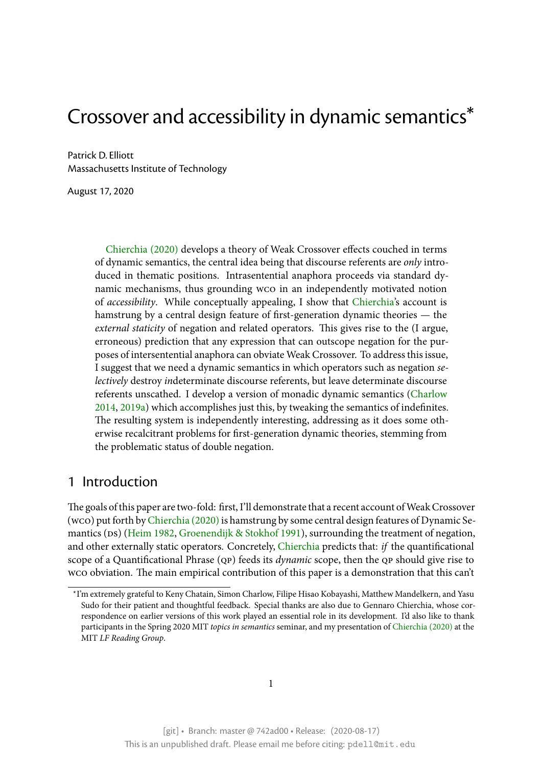# Crossover and accessibility in dynamic semantics*

Patrick D. Elliott
Massachusetts Institute of Technology

August 17, 2020

> Chierchia (2020) develops a theory of Weak Crossover effects couched in terms of dynamic semantics, the central idea being that discourse referents are *only* introduced in thematic positions. Intrasentential anaphora proceeds via standard dynamic mechanisms, thus grounding WCO in an independently motivated notion of *accessibility*. While conceptually appealing, I show that Chierchia's account is hamstrung by a central design feature of first-generation dynamic theories — the *external staticity* of negation and related operators. This gives rise to the (I argue, erroneous) prediction that any expression that can outscope negation for the purposes of intersentential anaphora can obviate Weak Crossover. To address this issue, I suggest that we need a dynamic semantics in which operators such as negation *selectively* destroy *in*determinate discourse referents, but leave determinate discourse referents unscathed. I develop a version of monadic dynamic semantics (Charlow 2014, 2019a) which accomplishes just this, by tweaking the semantics of indefinites. The resulting system is independently interesting, addressing as it does some otherwise recalcitrant problems for first-generation dynamic theories, stemming from the problematic status of double negation.

## 1 Introduction

The goals of this paper are two-fold: first, I'll demonstrate that a recent account of Weak Crossover (WCO) put forth by Chierchia (2020) is hamstrung by some central design features of Dynamic Semantics (DS) (Heim 1982, Groenendijk & Stokhof 1991), surrounding the treatment of negation, and other externally static operators. Concretely, Chierchia predicts that: *if* the quantificational scope of a Quantificational Phrase (QP) feeds its *dynamic* scope, then the QP should give rise to WCO obviation. The main empirical contribution of this paper is a demonstration that this can't

*I'm extremely grateful to Keny Chatain, Simon Charlow, Filipe Hisao Kobayashi, Matthew Mandelkern, and Yasu Sudo for their patient and thoughtful feedback. Special thanks are also due to Gennaro Chierchia, whose correspondence on earlier versions of this work played an essential role in its development. I'd also like to thank participants in the Spring 2020 MIT *topics in semantics* seminar, and my presentation of Chierchia (2020) at the MIT *LF Reading Group*.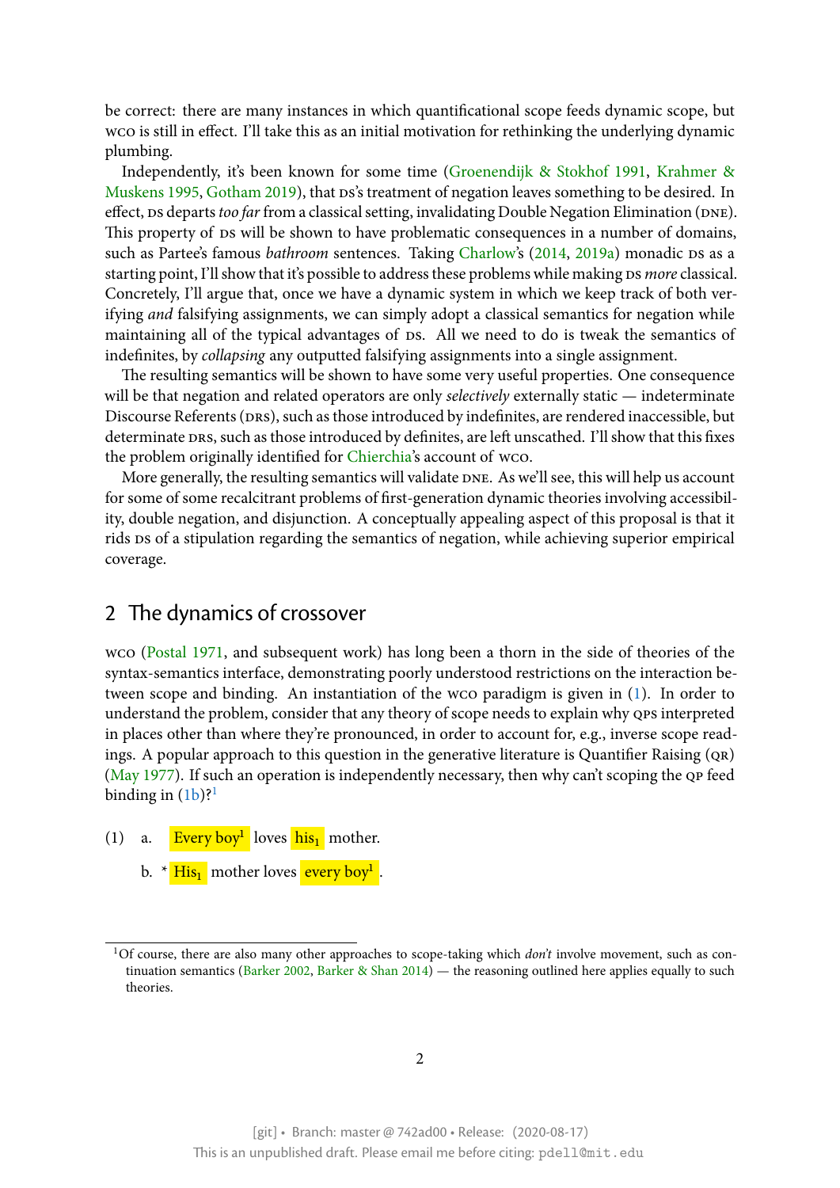be correct: there are many instances in which quantificational scope feeds dynamic scope, but WCO is still in effect. I'll take this as an initial motivation for rethinking the underlying dynamic plumbing.

Independently, it's been known for some time (Groenendijk & Stokhof 1991, Krahmer & Muskens 1995, Gotham 2019), that DS's treatment of negation leaves something to be desired. In effect, DS departs *too far* from a classical setting, invalidating Double Negation Elimination (DNE). This property of DS will be shown to have problematic consequences in a number of domains, such as Partee's famous *bathroom* sentences. Taking Charlow's (2014, 2019a) monadic DS as a starting point, I'll show that it's possible to address these problems while making DS *more* classical. Concretely, I'll argue that, once we have a dynamic system in which we keep track of both verifying *and* falsifying assignments, we can simply adopt a classical semantics for negation while maintaining all of the typical advantages of DS. All we need to do is tweak the semantics of indefinites, by *collapsing* any outputted falsifying assignments into a single assignment.

The resulting semantics will be shown to have some very useful properties. One consequence will be that negation and related operators are only *selectively* externally static — indeterminate Discourse Referents (DRS), such as those introduced by indefinites, are rendered inaccessible, but determinate DRS, such as those introduced by definites, are left unscathed. I'll show that this fixes the problem originally identified for Chierchia's account of WCO.

More generally, the resulting semantics will validate DNE. As we'll see, this will help us account for some of some recalcitrant problems of first-generation dynamic theories involving accessibility, double negation, and disjunction. A conceptually appealing aspect of this proposal is that it rids DS of a stipulation regarding the semantics of negation, while achieving superior empirical coverage.

## 2 The dynamics of crossover

WCO (Postal 1971, and subsequent work) has long been a thorn in the side of theories of the syntax-semantics interface, demonstrating poorly understood restrictions on the interaction between scope and binding. An instantiation of the WCO paradigm is given in (1). In order to understand the problem, consider that any theory of scope needs to explain why QPs interpreted in places other than where they're pronounced, in order to account for, e.g., inverse scope readings. A popular approach to this question in the generative literature is Quantifier Raising (QR) (May 1977). If such an operation is independently necessary, then why can't scoping the QP feed binding in (1b)?[1]

(1) a. Every boy$^1$ loves his$_1$ mother.

b. \* His$_1$ mother loves every boy$^1$.

---

[1] Of course, there are also many other approaches to scope-taking which *don't* involve movement, such as continuation semantics (Barker 2002, Barker & Shan 2014) — the reasoning outlined here applies equally to such theories.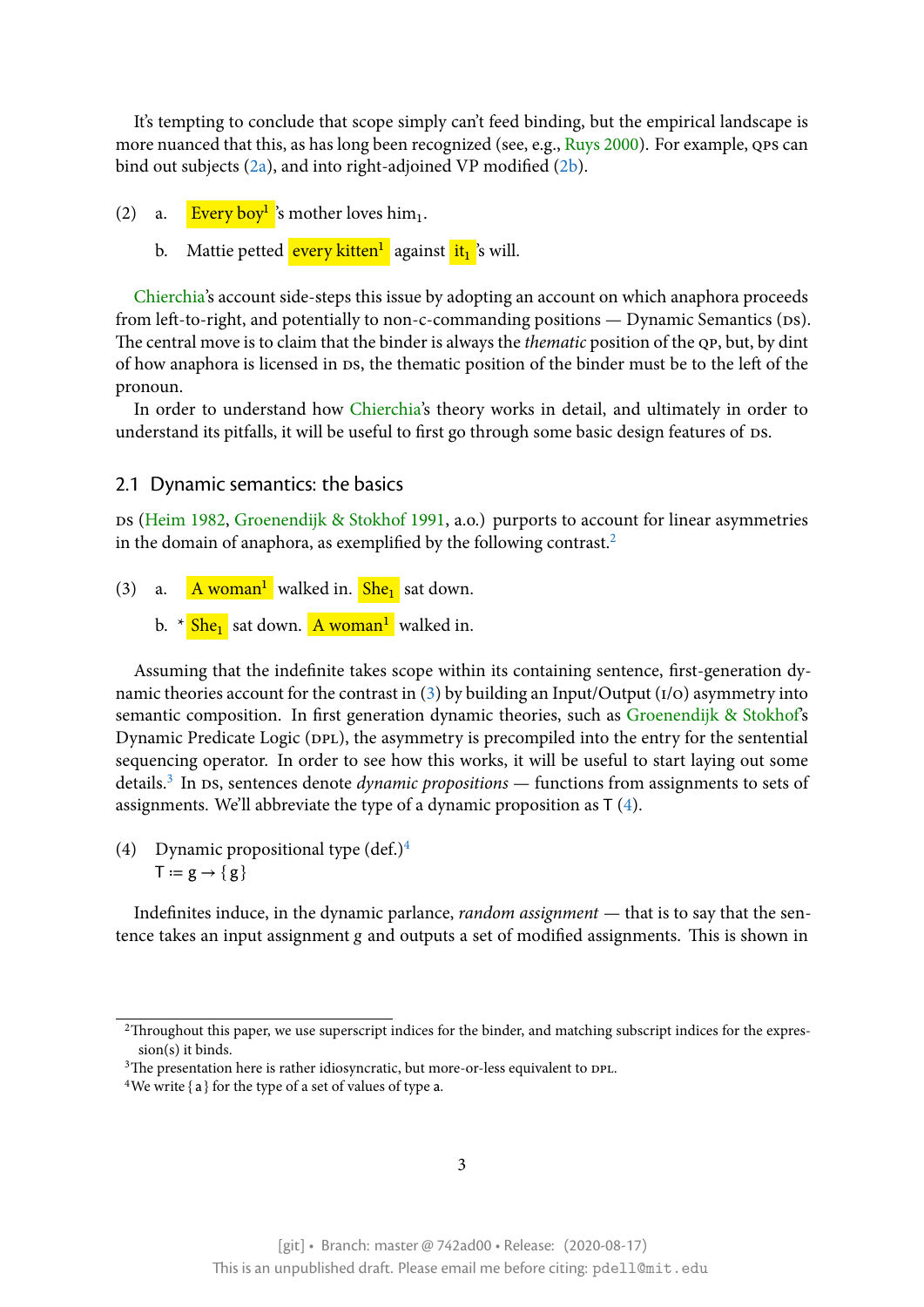It's tempting to conclude that scope simply can't feed binding, but the empirical landscape is more nuanced that this, as has long been recognized (see, e.g., Ruys 2000). For example, QPs can bind out subjects (2a), and into right-adjoined VP modified (2b).

(2) a. Every boy$^1$ 's mother loves him$_1$.

b. Mattie petted every kitten$^1$ against it$_1$ 's will.

Chierchia's account side-steps this issue by adopting an account on which anaphora proceeds from left-to-right, and potentially to non-c-commanding positions — Dynamic Semantics (DS). The central move is to claim that the binder is always the *thematic* position of the QP, but, by dint of how anaphora is licensed in DS, the thematic position of the binder must be to the left of the pronoun.

In order to understand how Chierchia's theory works in detail, and ultimately in order to understand its pitfalls, it will be useful to first go through some basic design features of DS.

## 2.1 Dynamic semantics: the basics

DS (Heim 1982, Groenendijk & Stokhof 1991, a.o.) purports to account for linear asymmetries in the domain of anaphora, as exemplified by the following contrast.[2]

(3) a. A woman$^1$ walked in. She$_1$ sat down.

b. * She$_1$ sat down. A woman$^1$ walked in.

Assuming that the indefinite takes scope within its containing sentence, first-generation dynamic theories account for the contrast in (3) by building an Input/Output (I/O) asymmetry into semantic composition. In first generation dynamic theories, such as Groenendijk & Stokhof's Dynamic Predicate Logic (DPL), the asymmetry is precompiled into the entry for the sentential sequencing operator. In order to see how this works, it will be useful to start laying out some details.[3] In DS, sentences denote *dynamic propositions* — functions from assignments to sets of assignments. We'll abbreviate the type of a dynamic proposition as T (4).

(4) Dynamic propositional type (def.)[4]
$\mathsf{T} \coloneqq \mathsf{g} \to \{\,\mathsf{g}\,\}$

Indefinites induce, in the dynamic parlance, *random assignment* — that is to say that the sentence takes an input assignment $g$ and outputs a set of modified assignments. This is shown in

---

[2] Throughout this paper, we use superscript indices for the binder, and matching subscript indices for the expression(s) it binds.

[3] The presentation here is rather idiosyncratic, but more-or-less equivalent to DPL.

[4] We write $\{\,\mathsf{a}\,\}$ for the type of a set of values of type $\mathsf{a}$.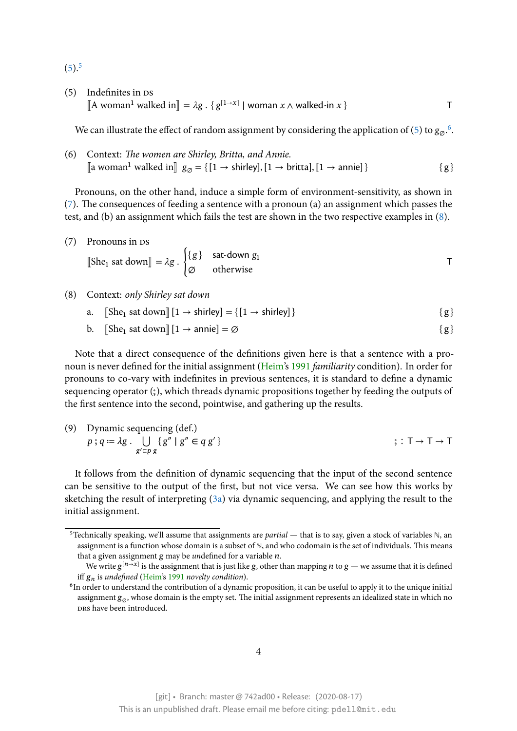(5).[5]

(5) Indefinites in DS
$[\![\text{A woman}^1 \text{ walked in}]\!] = \lambda g \,.\, \{\, g^{[1 \to x]} \mid \mathsf{woman}\ x \land \mathsf{walked\text{-}in}\ x \,\}$ $\qquad \mathsf{T}$

We can illustrate the effect of random assignment by considering the application of (5) to $g_\varnothing$.[6].

(6) Context: *The women are Shirley, Britta, and Annie.*
$[\![\text{a woman}^1 \text{ walked in}]\!]\ g_\varnothing = \{\, [1 \to \mathsf{shirley}], [1 \to \mathsf{britta}], [1 \to \mathsf{annie}] \,\}$ $\qquad \{\,g\,\}$

Pronouns, on the other hand, induce a simple form of environment-sensitivity, as shown in (7). The consequences of feeding a sentence with a pronoun (a) an assignment which passes the test, and (b) an assignment which fails the test are shown in the two respective examples in (8).

(7) Pronouns in DS

$$[\![\text{She}_1 \text{ sat down}]\!] = \lambda g \,.\, \begin{cases} \{\,g\,\} & \mathsf{sat\text{-}down}\ g_1 \\ \varnothing & \text{otherwise} \end{cases} \qquad \mathsf{T}$$

(8) Context: *only Shirley sat down*

a. $[\![\text{She}_1 \text{ sat down}]\!]\ [1 \to \mathsf{shirley}] = \{\, [1 \to \mathsf{shirley}] \,\}$ $\qquad \{\,g\,\}$

b. $[\![\text{She}_1 \text{ sat down}]\!]\ [1 \to \mathsf{annie}] = \varnothing$ $\qquad \{\,g\,\}$

Note that a direct consequence of the definitions given here is that a sentence with a pronoun is never defined for the initial assignment (Heim's 1991 *familiarity* condition). In order for pronouns to co-vary with indefinites in previous sentences, it is standard to define a dynamic sequencing operator (;), which threads dynamic propositions together by feeding the outputs of the first sentence into the second, pointwise, and gathering up the results.

(9) Dynamic sequencing (def.)

$$p \,;\, q \coloneqq \lambda g \,.\, \bigcup_{g' \in p\, g} \{\, g'' \mid g'' \in q\, g' \,\} \qquad ; : \mathsf{T} \to \mathsf{T} \to \mathsf{T}$$

It follows from the definition of dynamic sequencing that the input of the second sentence can be sensitive to the output of the first, but not vice versa. We can see how this works by sketching the result of interpreting (3a) via dynamic sequencing, and applying the result to the initial assignment.

---

[5] Technically speaking, we'll assume that assignments are *partial* — that is to say, given a stock of variables $\mathbb{N}$, an assignment is a function whose domain is a subset of $\mathbb{N}$, and who codomain is the set of individuals. This means that a given assignment $g$ may be *un*defined for a variable $n$.
We write $g^{[n \to x]}$ is the assignment that is just like $g$, other than mapping $n$ to $g$ — we assume that it is defined iff $g_n$ is *undefined* (Heim's 1991 *novelty condition*).

[6] In order to understand the contribution of a dynamic proposition, it can be useful to apply it to the unique initial assignment $g_\varnothing$, whose domain is the empty set. The initial assignment represents an idealized state in which no DRs have been introduced.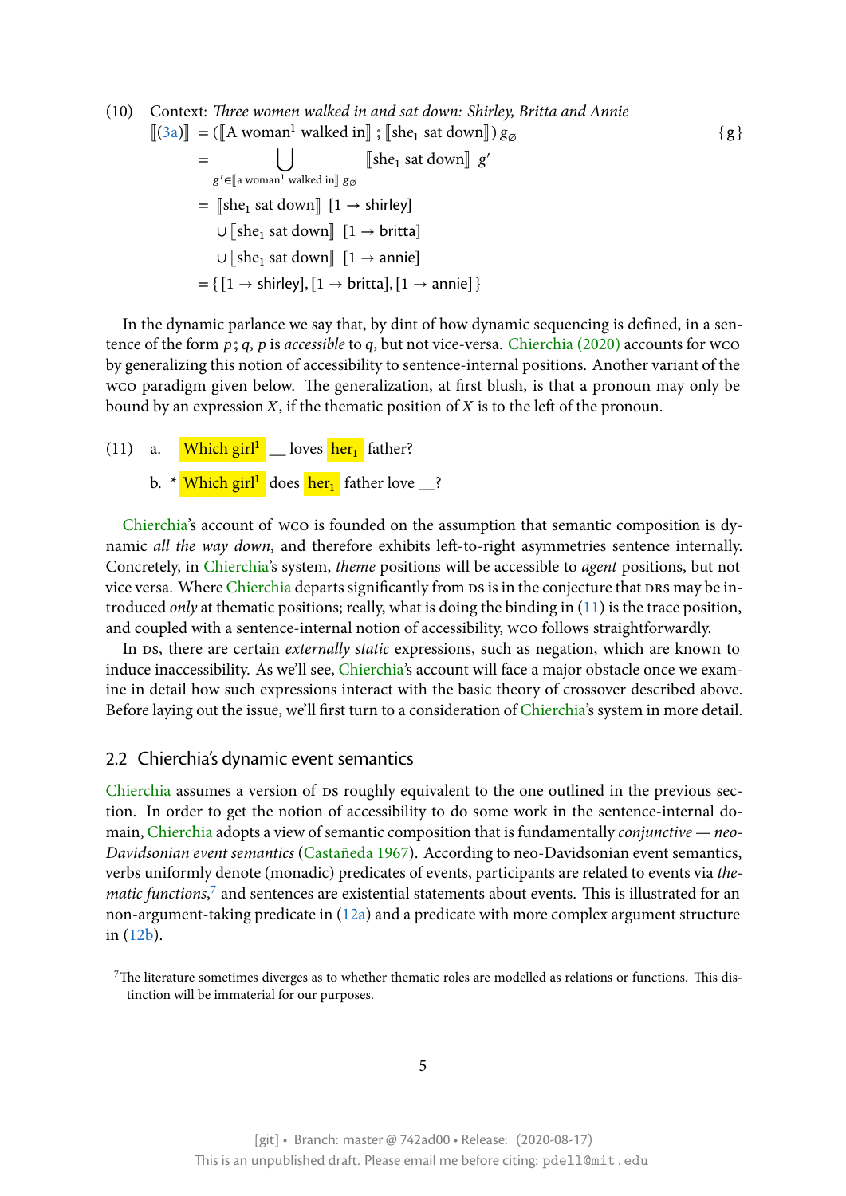(10) Context: *Three women walked in and sat down: Shirley, Britta and Annie*

$$
\begin{aligned}
[\![(3a)]\!] &= ([\![\text{A woman}^1 \text{ walked in}]\!] \,;\, [\![\text{she}_1 \text{ sat down}]\!])\, g_\varnothing \qquad \{g\} \\
&= \bigcup_{g' \in [\![\text{a woman}^1 \text{ walked in}]\!]\, g_\varnothing} [\![\text{she}_1 \text{ sat down}]\!]\ g' \\
&= [\![\text{she}_1 \text{ sat down}]\!]\ [1 \to \mathsf{shirley}] \\
&\quad \cup [\![\text{she}_1 \text{ sat down}]\!]\ [1 \to \mathsf{britta}] \\
&\quad \cup [\![\text{she}_1 \text{ sat down}]\!]\ [1 \to \mathsf{annie}] \\
&= \{\, [1 \to \mathsf{shirley}], [1 \to \mathsf{britta}], [1 \to \mathsf{annie}]\, \}
\end{aligned}
$$

In the dynamic parlance we say that, by dint of how dynamic sequencing is defined, in a sentence of the form $p\,;q$, $p$ is *accessible* to $q$, but not vice-versa. Chierchia (2020) accounts for WCO by generalizing this notion of accessibility to sentence-internal positions. Another variant of the WCO paradigm given below. The generalization, at first blush, is that a pronoun may only be bound by an expression $X$, if the thematic position of $X$ is to the left of the pronoun.

(11) a. Which girl[1] __ loves her$_1$ father?

b. \* Which girl[1] does her$_1$ father love __?

Chierchia's account of WCO is founded on the assumption that semantic composition is dynamic *all the way down*, and therefore exhibits left-to-right asymmetries sentence internally. Concretely, in Chierchia's system, *theme* positions will be accessible to *agent* positions, but not vice versa. Where Chierchia departs significantly from DS is in the conjecture that DRS may be introduced *only* at thematic positions; really, what is doing the binding in (11) is the trace position, and coupled with a sentence-internal notion of accessibility, WCO follows straightforwardly.

In DS, there are certain *externally static* expressions, such as negation, which are known to induce inaccessibility. As we'll see, Chierchia's account will face a major obstacle once we examine in detail how such expressions interact with the basic theory of crossover described above. Before laying out the issue, we'll first turn to a consideration of Chierchia's system in more detail.

## 2.2 Chierchia's dynamic event semantics

Chierchia assumes a version of DS roughly equivalent to the one outlined in the previous section. In order to get the notion of accessibility to do some work in the sentence-internal domain, Chierchia adopts a view of semantic composition that is fundamentally *conjunctive* — *neo-Davidsonian event semantics* (Castañeda 1967). According to neo-Davidsonian event semantics, verbs uniformly denote (monadic) predicates of events, participants are related to events via *thematic functions*,[7] and sentences are existential statements about events. This is illustrated for an non-argument-taking predicate in (12a) and a predicate with more complex argument structure in (12b).

[7] The literature sometimes diverges as to whether thematic roles are modelled as relations or functions. This distinction will be immaterial for our purposes.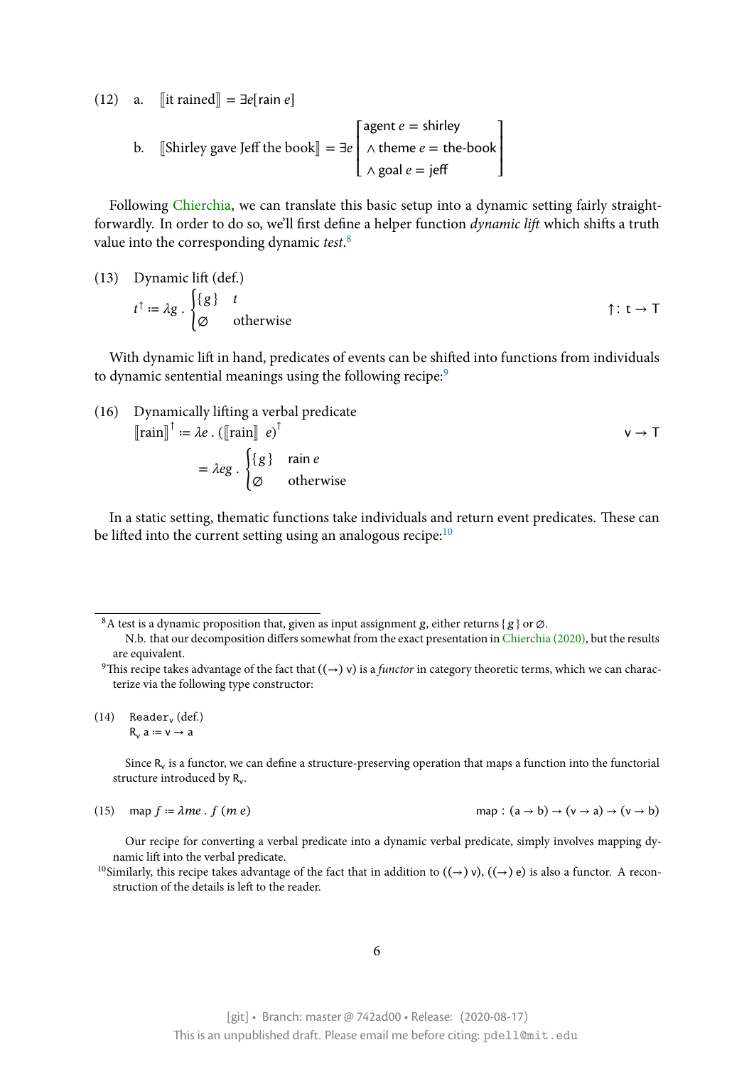(12) a. $[\![\text{it rained}]\!] = \exists e[\textsf{rain}\ e]$

b. $[\![\text{Shirley gave Jeff the book}]\!] = \exists e \begin{bmatrix} \textsf{agent}\ e = \textsf{shirley} \\ \wedge\ \textsf{theme}\ e = \textsf{the-book} \\ \wedge\ \textsf{goal}\ e = \textsf{jeff} \end{bmatrix}$

Following Chierchia, we can translate this basic setup into a dynamic setting fairly straightforwardly. In order to do so, we'll first define a helper function *dynamic lift* which shifts a truth value into the corresponding dynamic *test*.[8]

(13) Dynamic lift (def.)

$$t^{\uparrow} \coloneqq \lambda g\ .\ \begin{cases} \{g\} & t \\ \varnothing & \text{otherwise} \end{cases} \qquad \uparrow : \textsf{t} \to \textsf{T}$$

With dynamic lift in hand, predicates of events can be shifted into functions from individuals to dynamic sentential meanings using the following recipe:[9]

(16) Dynamically lifting a verbal predicate

$$[\![\text{rain}]\!]^{\uparrow} \coloneqq \lambda e\ .\ ([\![\text{rain}]\!]\ e)^{\uparrow} \qquad \textsf{v} \to \textsf{T}$$

$$= \lambda e g\ .\ \begin{cases} \{g\} & \textsf{rain}\ e \\ \varnothing & \text{otherwise} \end{cases}$$

In a static setting, thematic functions take individuals and return event predicates. These can be lifted into the current setting using an analogous recipe:[10]

---

[8] A test is a dynamic proposition that, given as input assignment $g$, either returns $\{g\}$ or $\varnothing$.
N.b. that our decomposition differs somewhat from the exact presentation in Chierchia (2020), but the results are equivalent.

[9] This recipe takes advantage of the fact that $((\to)\ \textsf{v})$ is a *functor* in category theoretic terms, which we can characterize via the following type constructor:

(14) $\texttt{Reader}_{\textsf{v}}$ (def.)
$\textsf{R}_{\textsf{v}}\ \textsf{a} \coloneqq \textsf{v} \to \textsf{a}$

Since $\textsf{R}_{\textsf{v}}$ is a functor, we can define a structure-preserving operation that maps a function into the functorial structure introduced by $\textsf{R}_{\textsf{v}}$.

(15) $\textsf{map}\ f \coloneqq \lambda m e\ .\ f\ (m\ e) \qquad \textsf{map} : (\textsf{a} \to \textsf{b}) \to (\textsf{v} \to \textsf{a}) \to (\textsf{v} \to \textsf{b})$

Our recipe for converting a verbal predicate into a dynamic verbal predicate, simply involves mapping dynamic lift into the verbal predicate.

[10] Similarly, this recipe takes advantage of the fact that in addition to $((\to)\ \textsf{v})$, $((\to)\ \textsf{e})$ is also a functor. A reconstruction of the details is left to the reader.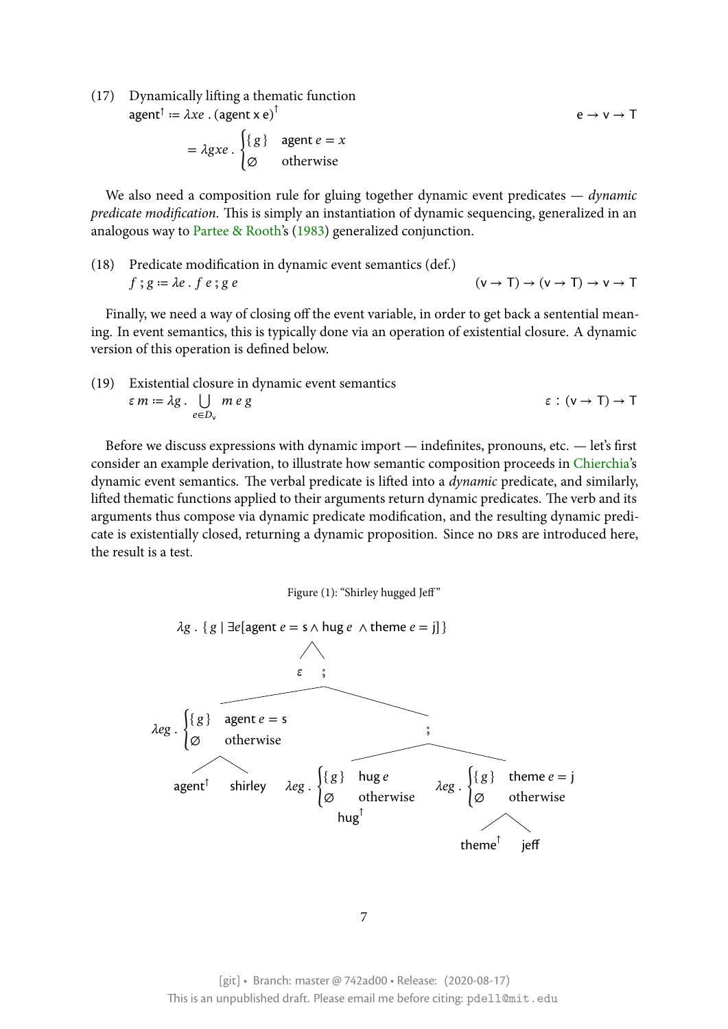(17) Dynamically lifting a thematic function

$$\mathsf{agent}^{\uparrow} \coloneqq \lambda x e \,.\, (\mathsf{agent}\ \mathsf{x}\ \mathsf{e})^{\uparrow} \qquad\qquad \mathsf{e} \to \mathsf{v} \to \mathsf{T}$$

$$= \lambda g x e \,.\, \begin{cases} \{g\} & \mathsf{agent}\ e = x \\ \varnothing & \text{otherwise} \end{cases}$$

We also need a composition rule for gluing together dynamic event predicates — *dynamic predicate modification*. This is simply an instantiation of dynamic sequencing, generalized in an analogous way to Partee & Rooth's (1983) generalized conjunction.

(18) Predicate modification in dynamic event semantics (def.)

$$f \,;\, g \coloneqq \lambda e \,.\, f\ e \,;\, g\ e \qquad\qquad (\mathsf{v} \to \mathsf{T}) \to (\mathsf{v} \to \mathsf{T}) \to \mathsf{v} \to \mathsf{T}$$

Finally, we need a way of closing off the event variable, in order to get back a sentential meaning. In event semantics, this is typically done via an operation of existential closure. A dynamic version of this operation is defined below.

(19) Existential closure in dynamic event semantics

$$\varepsilon\, m \coloneqq \lambda g \,.\, \bigcup_{e \in D_{\mathsf{v}}} m\ e\ g \qquad\qquad \varepsilon : (\mathsf{v} \to \mathsf{T}) \to \mathsf{T}$$

Before we discuss expressions with dynamic import — indefinites, pronouns, etc. — let's first consider an example derivation, to illustrate how semantic composition proceeds in Chierchia's dynamic event semantics. The verbal predicate is lifted into a *dynamic* predicate, and similarly, lifted thematic functions applied to their arguments return dynamic predicates. The verb and its arguments thus compose via dynamic predicate modification, and the resulting dynamic predicate is existentially closed, returning a dynamic proposition. Since no DRs are introduced here, the result is a test.

Figure (1): "Shirley hugged Jeff"

- Root: $\lambda g \,.\, \{\, g \mid \exists e[\mathsf{agent}\ e = \mathsf{s} \wedge \mathsf{hug}\ e \wedge \mathsf{theme}\ e = \mathsf{j}]\,\}$
  - $\varepsilon$
  - $;$
    - $\lambda e g \,.\, \begin{cases} \{g\} & \mathsf{agent}\ e = \mathsf{s} \\ \varnothing & \text{otherwise} \end{cases}$
      - $\mathsf{agent}^{\uparrow}$
      - $\mathsf{shirley}$
    - $;$
      - $\lambda e g \,.\, \begin{cases} \{g\} & \mathsf{hug}\ e \\ \varnothing & \text{otherwise} \end{cases}$ ($\mathsf{hug}^{\uparrow}$)
      - $\lambda e g \,.\, \begin{cases} \{g\} & \mathsf{theme}\ e = \mathsf{j} \\ \varnothing & \text{otherwise} \end{cases}$
        - $\mathsf{theme}^{\uparrow}$
        - $\mathsf{jeff}$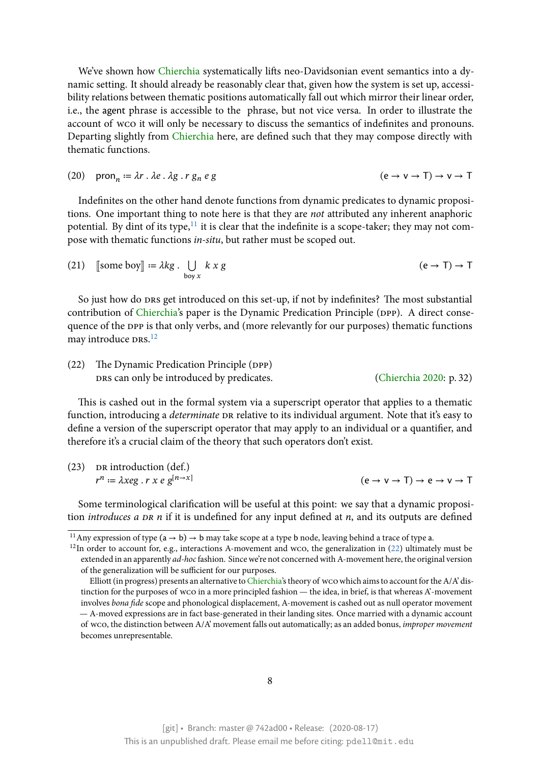We've shown how Chierchia systematically lifts neo-Davidsonian event semantics into a dynamic setting. It should already be reasonably clear that, given how the system is set up, accessibility relations between thematic positions automatically fall out which mirror their linear order, i.e., the agent phrase is accessible to the  phrase, but not vice versa. In order to illustrate the account of WCO it will only be necessary to discuss the semantics of indefinites and pronouns. Departing slightly from Chierchia here, are defined such that they may compose directly with thematic functions.

(20) $\text{pron}_n \coloneqq \lambda r \,.\, \lambda e \,.\, \lambda g \,.\, r\; g_n\; e\; g$ $\qquad (\mathsf{e} \to \mathsf{v} \to \mathsf{T}) \to \mathsf{v} \to \mathsf{T}$

Indefinites on the other hand denote functions from dynamic predicates to dynamic propositions. One important thing to note here is that they are *not* attributed any inherent anaphoric potential. By dint of its type,[11] it is clear that the indefinite is a scope-taker; they may not compose with thematic functions *in-situ*, but rather must be scoped out.

(21) $[\![\text{some boy}]\!] \coloneqq \lambda k g \,.\, \bigcup_{\text{boy } x} k\; x\; g$ $\qquad (\mathsf{e} \to \mathsf{T}) \to \mathsf{T}$

So just how do DRS get introduced on this set-up, if not by indefinites? The most substantial contribution of Chierchia's paper is the Dynamic Predication Principle (DPP). A direct consequence of the DPP is that only verbs, and (more relevantly for our purposes) thematic functions may introduce DRS.[12]

(22) The Dynamic Predication Principle (DPP)
DRS can only be introduced by predicates. (Chierchia 2020: p. 32)

This is cashed out in the formal system via a superscript operator that applies to a thematic function, introducing a *determinate* DR relative to its individual argument. Note that it's easy to define a version of the superscript operator that may apply to an individual or a quantifier, and therefore it's a crucial claim of the theory that such operators don't exist.

(23) DR introduction (def.)
$r^n \coloneqq \lambda x e g \,.\, r\; x\; e\; g^{[n \to x]}$ $\qquad (\mathsf{e} \to \mathsf{v} \to \mathsf{T}) \to \mathsf{e} \to \mathsf{v} \to \mathsf{T}$

Some terminological clarification will be useful at this point: we say that a dynamic proposition *introduces a DR n* if it is undefined for any input defined at $n$, and its outputs are defined

---

[11] Any expression of type $(\mathsf{a} \to \mathsf{b}) \to \mathsf{b}$ may take scope at a type $\mathsf{b}$ node, leaving behind a trace of type $\mathsf{a}$.

[12] In order to account for, e.g., interactions A-movement and WCO, the generalization in (22) ultimately must be extended in an apparently *ad-hoc* fashion. Since we're not concerned with A-movement here, the original version of the generalization will be sufficient for our purposes.

Elliott (in progress) presents an alternative to Chierchia's theory of WCO which aims to account for the A/A' distinction for the purposes of WCO in a more principled fashion — the idea, in brief, is that whereas A'-movement involves *bona fide* scope and phonological displacement, A-movement is cashed out as null operator movement — A-moved expressions are in fact base-generated in their landing sites. Once married with a dynamic account of WCO, the distinction between A/A' movement falls out automatically; as an added bonus, *improper movement* becomes unrepresentable.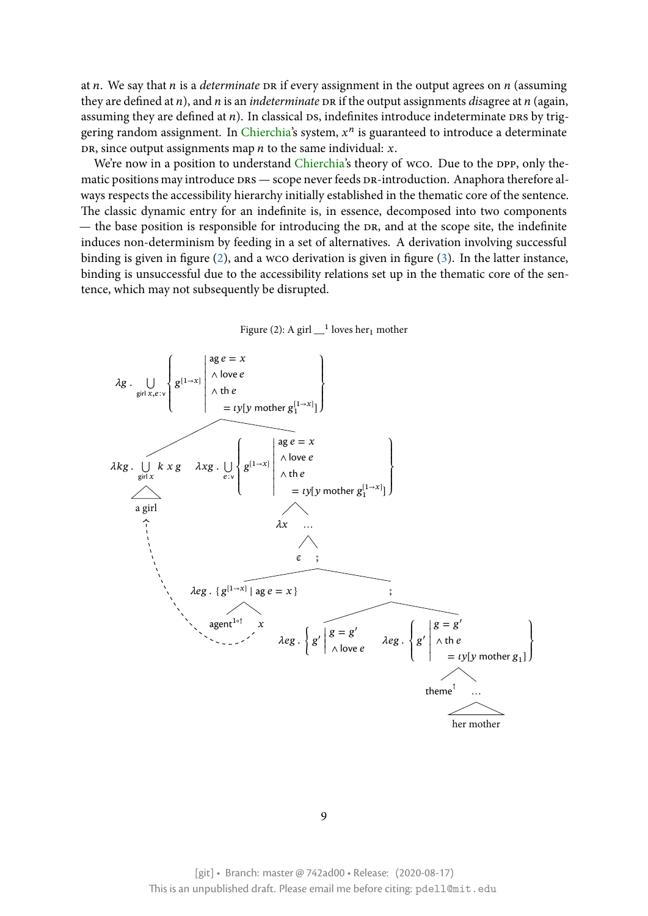at $n$. We say that $n$ is a *determinate* DR if every assignment in the output agrees on $n$ (assuming they are defined at $n$), and $n$ is an *indeterminate* DR if the output assignments *dis*agree at $n$ (again, assuming they are defined at $n$). In classical DS, indefinites introduce indeterminate DRS by triggering random assignment. In Chierchia's system, $x^n$ is guaranteed to introduce a determinate DR, since output assignments map $n$ to the same individual: $x$.

We're now in a position to understand Chierchia's theory of WCO. Due to the DPP, only thematic positions may introduce DRS — scope never feeds DR-introduction. Anaphora therefore always respects the accessibility hierarchy initially established in the thematic core of the sentence. The classic dynamic entry for an indefinite is, in essence, decomposed into two components — the base position is responsible for introducing the DR, and at the scope site, the indefinite induces non-determinism by feeding in a set of alternatives. A derivation involving successful binding is given in figure (2), and a WCO derivation is given in figure (3). In the latter instance, binding is unsuccessful due to the accessibility relations set up in the thematic core of the sentence, which may not subsequently be disrupted.

Figure (2): A girl __[1] loves her$_1$ mother

$$\lambda g \,.\, \bigcup_{\text{girl}\, x, e : \text{v}} \left\{ g^{[1\to x]} \;\middle|\; \begin{array}{l} \text{ag}\, e = x \\ \wedge\, \text{love}\, e \\ \wedge\, \text{th}\, e \\ \quad = \iota y[y \text{ mother } g_1^{[1\to x]}] \end{array} \right\}$$

$$\lambda k g \,.\, \bigcup_{\text{girl}\, x} k\, x\, g \qquad \lambda x g \,.\, \bigcup_{e : \text{v}} \left\{ g^{[1\to x]} \;\middle|\; \begin{array}{l} \text{ag}\, e = x \\ \wedge\, \text{love}\, e \\ \wedge\, \text{th}\, e \\ \quad = \iota y[y \text{ mother } g_1^{[1\to x]}] \end{array} \right\}$$

a girl $\qquad \lambda x \quad \ldots$

$\epsilon \quad ;$

$$\lambda e g \,.\, \{ g^{[1\to x]} \mid \text{ag}\, e = x \} \qquad ;$$

$\text{agent}^{1\circ\uparrow} \quad x$

$$\lambda e g \,.\, \left\{ g' \;\middle|\; \begin{array}{l} g = g' \\ \wedge\, \text{love}\, e \end{array} \right. \qquad \lambda e g \,.\, \left\{ g' \;\middle|\; \begin{array}{l} g = g' \\ \wedge\, \text{th}\, e \\ \quad = \iota y[y \text{ mother } g_1] \end{array} \right\}$$

$\text{theme}^{\uparrow} \quad \ldots$

her mother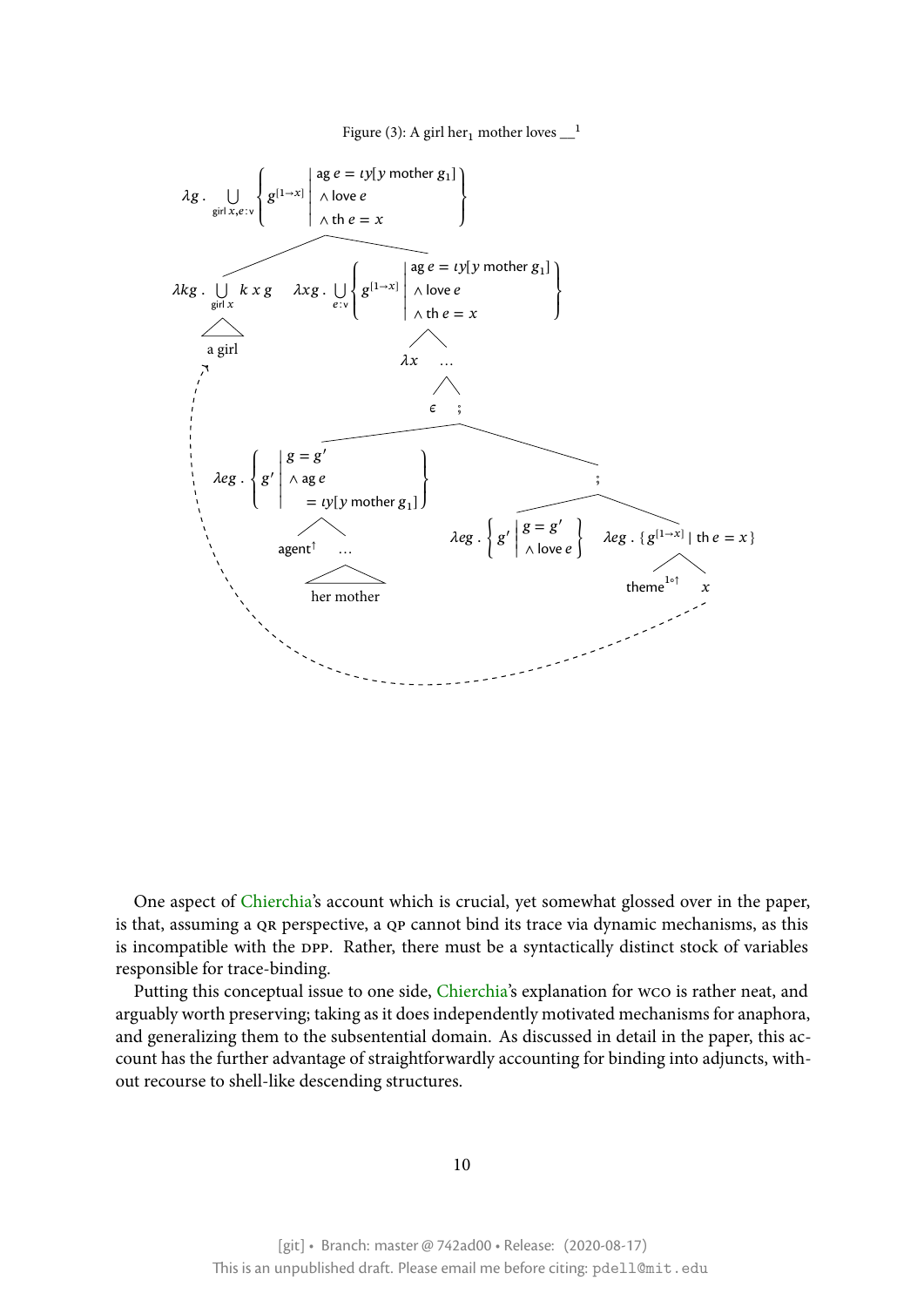Figure (3): A girl $\text{her}_1$ mother loves $\_\_^1$

$$\lambda g \,.\, \bigcup_{\text{girl } x, e : \text{v}} \left\{ g^{[1 \to x]} \;\middle|\; \begin{array}{l} \text{ag } e = \iota y[y \text{ mother } g_1] \\ \wedge \text{ love } e \\ \wedge \text{ th } e = x \end{array} \right\}$$

$$\lambda k g \,.\, \bigcup_{\text{girl } x} k\, x\, g \qquad \lambda x g \,.\, \bigcup_{e : \text{v}} \left\{ g^{[1 \to x]} \;\middle|\; \begin{array}{l} \text{ag } e = \iota y[y \text{ mother } g_1] \\ \wedge \text{ love } e \\ \wedge \text{ th } e = x \end{array} \right\}$$

a girl $\qquad \lambda x \quad \ldots \qquad \epsilon \quad ;$

$$\lambda e g \,.\, \left\{ g' \;\middle|\; \begin{array}{l} g = g' \\ \wedge \text{ ag } e \\ \quad = \iota y[y \text{ mother } g_1] \end{array} \right\}$$

$\text{agent}^{\uparrow}$ … (her mother)

$;$

$$\lambda e g \,.\, \left\{ g' \;\middle|\; \begin{array}{l} g = g' \\ \wedge \text{ love } e \end{array} \right\} \qquad \lambda e g \,.\, \{ g^{[1 \to x]} \mid \text{th } e = x \}$$

$\text{theme}^{1 \circ \uparrow}$ $\quad x$

One aspect of Chierchia's account which is crucial, yet somewhat glossed over in the paper, is that, assuming a QR perspective, a QP cannot bind its trace via dynamic mechanisms, as this is incompatible with the DPP. Rather, there must be a syntactically distinct stock of variables responsible for trace-binding.

Putting this conceptual issue to one side, Chierchia's explanation for WCO is rather neat, and arguably worth preserving; taking as it does independently motivated mechanisms for anaphora, and generalizing them to the subsentential domain. As discussed in detail in the paper, this account has the further advantage of straightforwardly accounting for binding into adjuncts, without recourse to shell-like descending structures.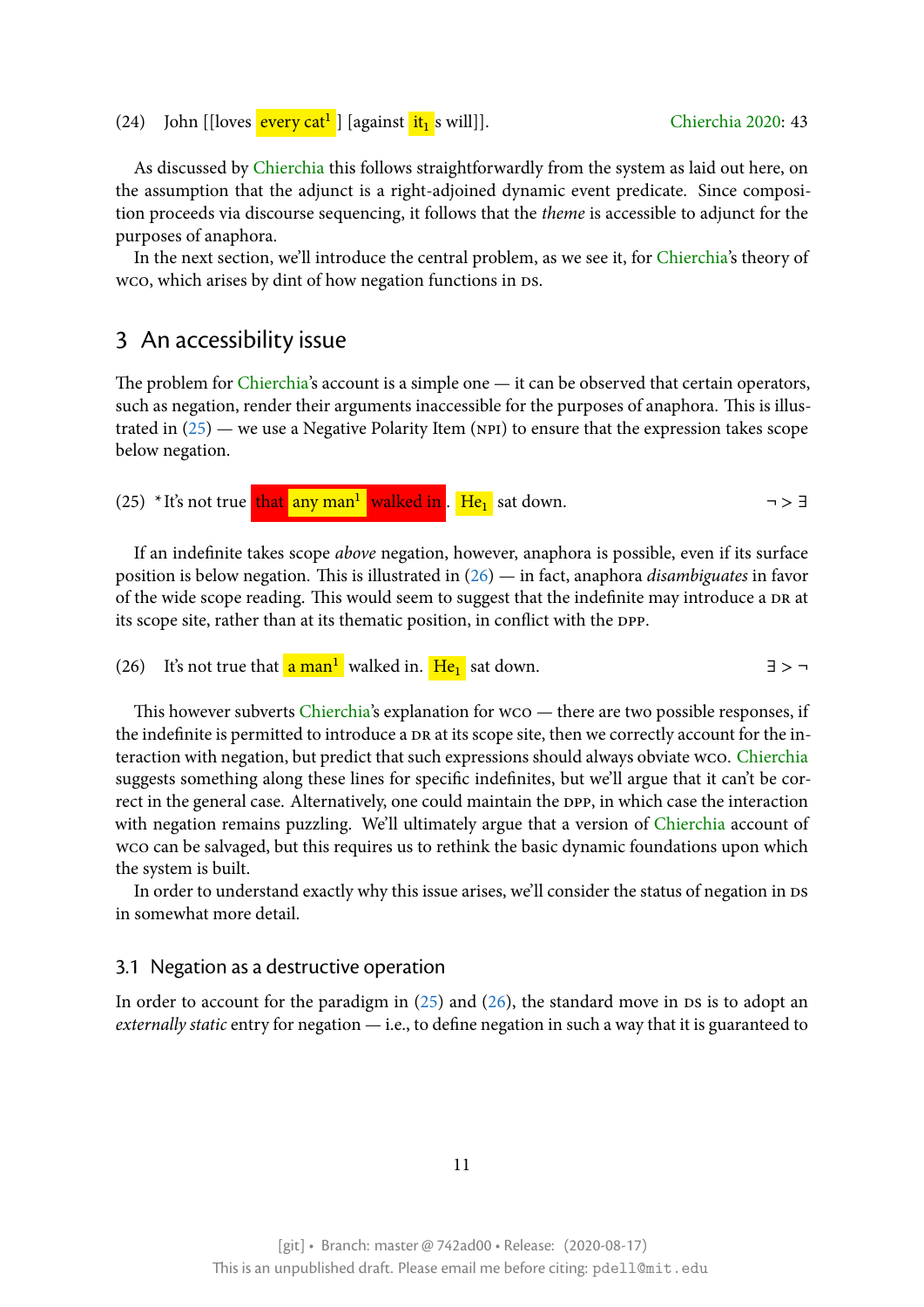(24) John [[loves every cat[1] ] [against $\text{it}_1$ s will]]. Chierchia 2020: 43

As discussed by Chierchia this follows straightforwardly from the system as laid out here, on the assumption that the adjunct is a right-adjoined dynamic event predicate. Since composition proceeds via discourse sequencing, it follows that the *theme* is accessible to adjunct for the purposes of anaphora.

In the next section, we'll introduce the central problem, as we see it, for Chierchia's theory of wco, which arises by dint of how negation functions in ds.

## 3 An accessibility issue

The problem for Chierchia's account is a simple one — it can be observed that certain operators, such as negation, render their arguments inaccessible for the purposes of anaphora. This is illustrated in (25) — we use a Negative Polarity Item (npi) to ensure that the expression takes scope below negation.

(25) *It's not true that any man[1] walked in. $\text{He}_1$ sat down. $\neg > \exists$

If an indefinite takes scope *above* negation, however, anaphora is possible, even if its surface position is below negation. This is illustrated in (26) — in fact, anaphora *disambiguates* in favor of the wide scope reading. This would seem to suggest that the indefinite may introduce a dr at its scope site, rather than at its thematic position, in conflict with the dpp.

(26) It's not true that a man[1] walked in. $\text{He}_1$ sat down. $\exists > \neg$

This however subverts Chierchia's explanation for wco — there are two possible responses, if the indefinite is permitted to introduce a dr at its scope site, then we correctly account for the interaction with negation, but predict that such expressions should always obviate wco. Chierchia suggests something along these lines for specific indefinites, but we'll argue that it can't be correct in the general case. Alternatively, one could maintain the dpp, in which case the interaction with negation remains puzzling. We'll ultimately argue that a version of Chierchia account of wco can be salvaged, but this requires us to rethink the basic dynamic foundations upon which the system is built.

In order to understand exactly why this issue arises, we'll consider the status of negation in ds in somewhat more detail.

### 3.1 Negation as a destructive operation

In order to account for the paradigm in (25) and (26), the standard move in ds is to adopt an *externally static* entry for negation — i.e., to define negation in such a way that it is guaranteed to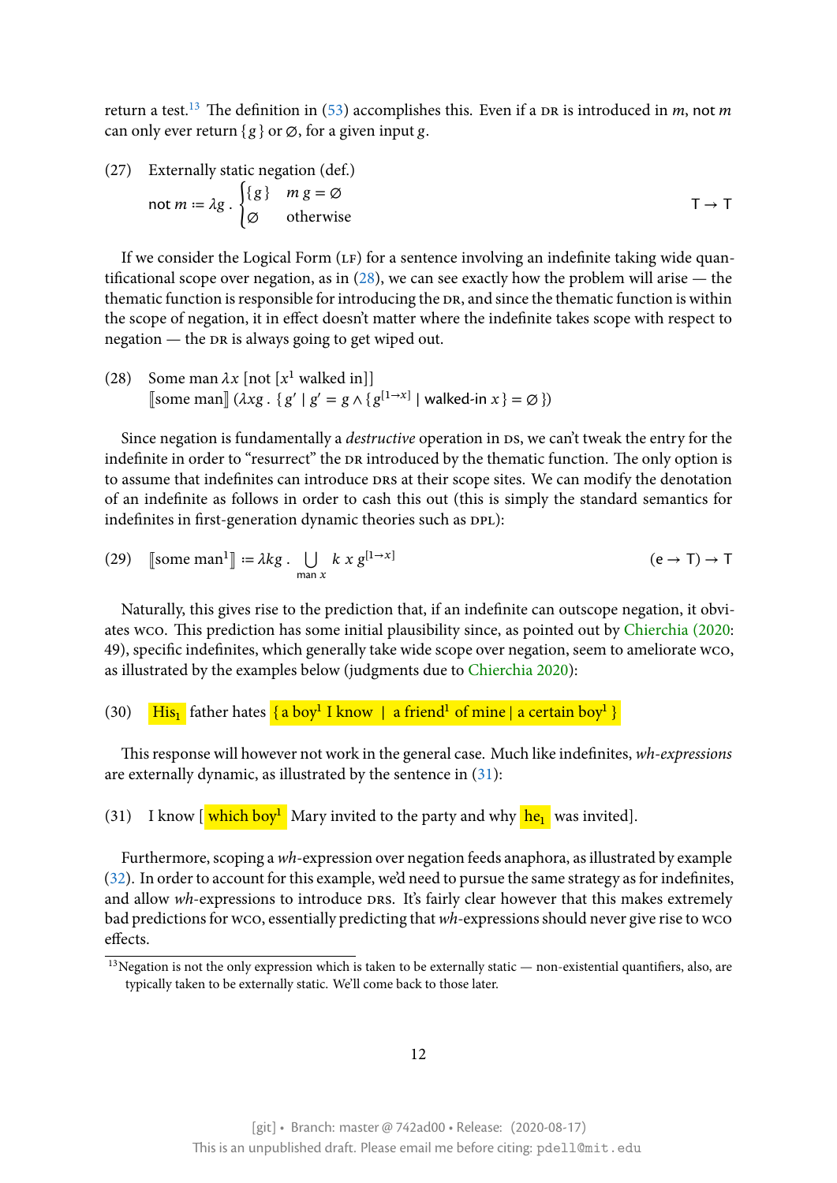return a test.[13] The definition in (53) accomplishes this. Even if a DR is introduced in $m$, not $m$ can only ever return $\{g\}$ or $\varnothing$, for a given input $g$.

(27) Externally static negation (def.)

$$\text{not } m := \lambda g \,.\, \begin{cases} \{g\} & m\, g = \varnothing \\ \varnothing & \text{otherwise} \end{cases} \qquad \mathsf{T} \to \mathsf{T}$$

If we consider the Logical Form (LF) for a sentence involving an indefinite taking wide quantificational scope over negation, as in (28), we can see exactly how the problem will arise — the thematic function is responsible for introducing the DR, and since the thematic function is within the scope of negation, it in effect doesn't matter where the indefinite takes scope with respect to negation — the DR is always going to get wiped out.

(28) Some man $\lambda x$ [not [$x^1$ walked in]]
$[\![\text{some man}]\!]\ (\lambda x g \,.\, \{ g' \mid g' = g \wedge \{ g^{[1 \to x]} \mid \mathsf{walked\text{-}in}\ x \} = \varnothing \})$

Since negation is fundamentally a *destructive* operation in DS, we can't tweak the entry for the indefinite in order to "resurrect" the DR introduced by the thematic function. The only option is to assume that indefinites can introduce DRs at their scope sites. We can modify the denotation of an indefinite as follows in order to cash this out (this is simply the standard semantics for indefinites in first-generation dynamic theories such as DPL):

(29) $$[\![\text{some man}^1]\!] := \lambda k g \,.\, \bigcup_{\mathsf{man}\ x} k\ x\ g^{[1 \to x]} \qquad (\mathsf{e} \to \mathsf{T}) \to \mathsf{T}$$

Naturally, this gives rise to the prediction that, if an indefinite can outscope negation, it obviates WCO. This prediction has some initial plausibility since, as pointed out by Chierchia (2020: 49), specific indefinites, which generally take wide scope over negation, seem to ameliorate WCO, as illustrated by the examples below (judgments due to Chierchia 2020):

(30) His$_1$ father hates {a boy$^1$ I know | a friend$^1$ of mine | a certain boy$^1$ }

This response will however not work in the general case. Much like indefinites, *wh-expressions* are externally dynamic, as illustrated by the sentence in (31):

(31) I know [ which boy$^1$ Mary invited to the party and why he$_1$ was invited].

Furthermore, scoping a *wh*-expression over negation feeds anaphora, as illustrated by example (32). In order to account for this example, we'd need to pursue the same strategy as for indefinites, and allow *wh*-expressions to introduce DRs. It's fairly clear however that this makes extremely bad predictions for WCO, essentially predicting that *wh*-expressions should never give rise to WCO effects.

[13] Negation is not the only expression which is taken to be externally static — non-existential quantifiers, also, are typically taken to be externally static. We'll come back to those later.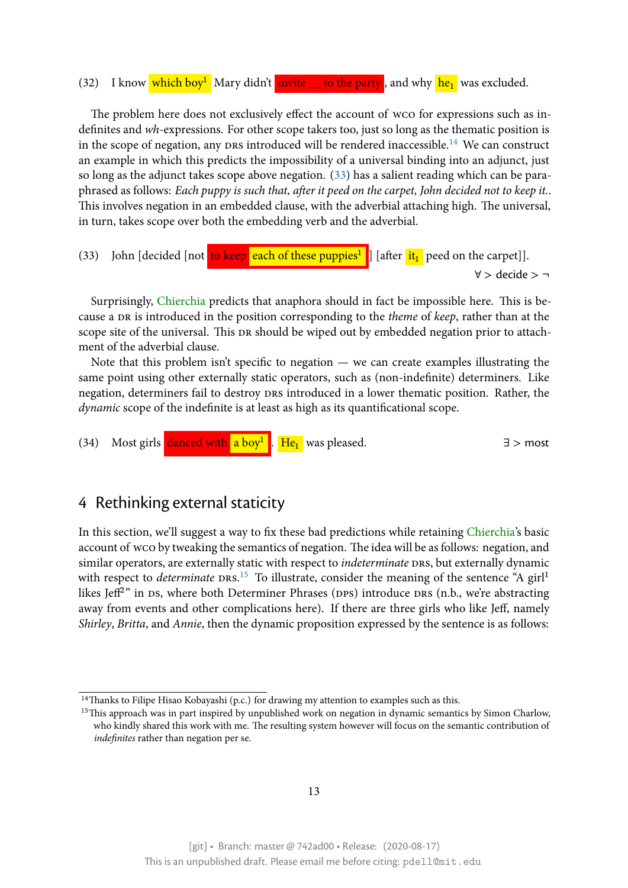(32) I know which boy[1] Mary didn't invite __ to the party, and why he$_1$ was excluded.

The problem here does not exclusively effect the account of WCO for expressions such as indefinites and *wh*-expressions. For other scope takers too, just so long as the thematic position is in the scope of negation, any DRS introduced will be rendered inaccessible.[14] We can construct an example in which this predicts the impossibility of a universal binding into an adjunct, just so long as the adjunct takes scope above negation. (33) has a salient reading which can be paraphrased as follows: *Each puppy is such that, after it peed on the carpet, John decided not to keep it.*. This involves negation in an embedded clause, with the adverbial attaching high. The universal, in turn, takes scope over both the embedding verb and the adverbial.

(33) John [decided [not to keep each of these puppies[1] ] [after it$_1$ peed on the carpet]].

$\forall >$ decide $> \neg$

Surprisingly, Chierchia predicts that anaphora should in fact be impossible here. This is because a DR is introduced in the position corresponding to the *theme* of *keep*, rather than at the scope site of the universal. This DR should be wiped out by embedded negation prior to attachment of the adverbial clause.

Note that this problem isn't specific to negation — we can create examples illustrating the same point using other externally static operators, such as (non-indefinite) determiners. Like negation, determiners fail to destroy DRS introduced in a lower thematic position. Rather, the *dynamic* scope of the indefinite is at least as high as its quantificational scope.

(34) Most girls danced with a boy[1]. He$_1$ was pleased. $\exists >$ most

## 4 Rethinking external staticity

In this section, we'll suggest a way to fix these bad predictions while retaining Chierchia's basic account of WCO by tweaking the semantics of negation. The idea will be as follows: negation, and similar operators, are externally static with respect to *indeterminate* DRS, but externally dynamic with respect to *determinate* DRS.[15] To illustrate, consider the meaning of the sentence "A girl[1] likes Jeff[2]" in DS, where both Determiner Phrases (DPS) introduce DRS (n.b., we're abstracting away from events and other complications here). If there are three girls who like Jeff, namely *Shirley*, *Britta*, and *Annie*, then the dynamic proposition expressed by the sentence is as follows:

[14] Thanks to Filipe Hisao Kobayashi (p.c.) for drawing my attention to examples such as this.

[15] This approach was in part inspired by unpublished work on negation in dynamic semantics by Simon Charlow, who kindly shared this work with me. The resulting system however will focus on the semantic contribution of *indefinites* rather than negation per se.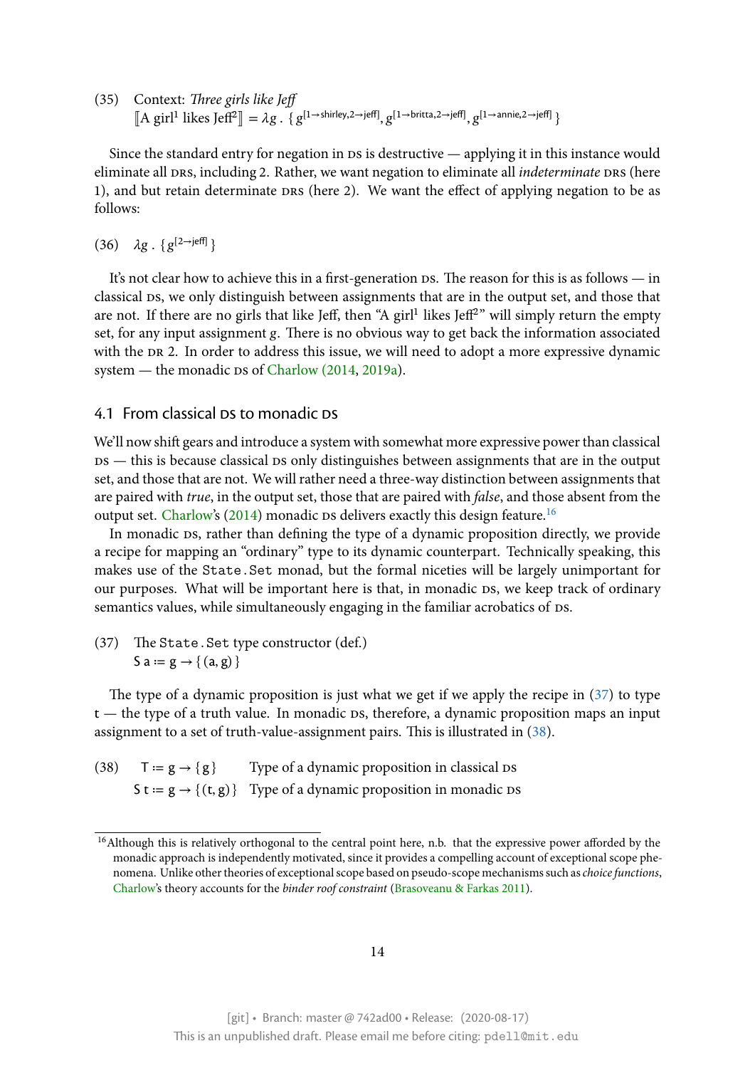(35) Context: *Three girls like Jeff*
$[\![\text{A girl}^1 \text{ likes Jeff}^2]\!] = \lambda g\ .\ \{\, g^{[1 \to \text{shirley}, 2 \to \text{jeff}]}, g^{[1 \to \text{britta}, 2 \to \text{jeff}]}, g^{[1 \to \text{annie}, 2 \to \text{jeff}]} \,\}$

Since the standard entry for negation in DS is destructive — applying it in this instance would eliminate all DRS, including 2. Rather, we want negation to eliminate all *indeterminate* DRS (here 1), and but retain determinate DRS (here 2). We want the effect of applying negation to be as follows:

(36) $\lambda g\ .\ \{\, g^{[2 \to \text{jeff}]} \,\}$

It's not clear how to achieve this in a first-generation DS. The reason for this is as follows — in classical DS, we only distinguish between assignments that are in the output set, and those that are not. If there are no girls that like Jeff, then "A girl[1] likes Jeff[2]" will simply return the empty set, for any input assignment $g$. There is no obvious way to get back the information associated with the DR 2. In order to address this issue, we will need to adopt a more expressive dynamic system — the monadic DS of Charlow (2014, 2019a).

## 4.1 From classical DS to monadic DS

We'll now shift gears and introduce a system with somewhat more expressive power than classical DS — this is because classical DS only distinguishes between assignments that are in the output set, and those that are not. We will rather need a three-way distinction between assignments that are paired with *true*, in the output set, those that are paired with *false*, and those absent from the output set. Charlow's (2014) monadic DS delivers exactly this design feature.[16]

In monadic DS, rather than defining the type of a dynamic proposition directly, we provide a recipe for mapping an "ordinary" type to its dynamic counterpart. Technically speaking, this makes use of the `State.Set` monad, but the formal niceties will be largely unimportant for our purposes. What will be important here is that, in monadic DS, we keep track of ordinary semantics values, while simultaneously engaging in the familiar acrobatics of DS.

(37) The `State.Set` type constructor (def.)
$\mathsf{S\ a} := \mathsf{g} \to \{\, (\mathsf{a}, \mathsf{g}) \,\}$

The type of a dynamic proposition is just what we get if we apply the recipe in (37) to type $\mathsf{t}$ — the type of a truth value. In monadic DS, therefore, a dynamic proposition maps an input assignment to a set of truth-value-assignment pairs. This is illustrated in (38).

(38) $\mathsf{T} := \mathsf{g} \to \{\, \mathsf{g} \,\}$ — Type of a dynamic proposition in classical DS
$\mathsf{S\ t} := \mathsf{g} \to \{\, (\mathsf{t}, \mathsf{g}) \,\}$ — Type of a dynamic proposition in monadic DS

[16] Although this is relatively orthogonal to the central point here, n.b. that the expressive power afforded by the monadic approach is independently motivated, since it provides a compelling account of exceptional scope phenomena. Unlike other theories of exceptional scope based on pseudo-scope mechanisms such as *choice functions*, Charlow's theory accounts for the *binder roof constraint* (Brasoveanu & Farkas 2011).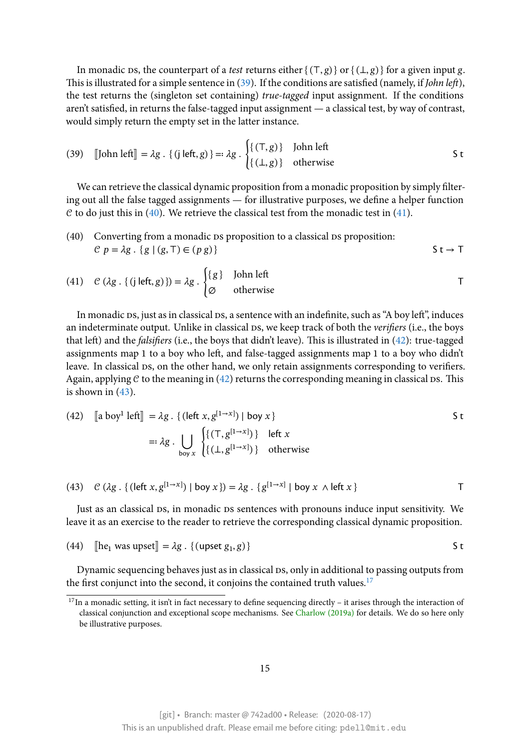In monadic DS, the counterpart of a *test* returns either $\{ (\top, g) \}$ or $\{ (\bot, g) \}$ for a given input $g$. This is illustrated for a simple sentence in (39). If the conditions are satisfied (namely, if *John left*), the test returns the (singleton set containing) *true-tagged* input assignment. If the conditions aren't satisfied, in returns the false-tagged input assignment — a classical test, by way of contrast, would simply return the empty set in the latter instance.

(39) $$[\![\text{John left}]\!] = \lambda g \,.\, \{ (\text{j left}, g) \} =: \lambda g \,.\, \begin{cases} \{ (\top, g) \} & \text{John left} \\ \{ (\bot, g) \} & \text{otherwise} \end{cases} \qquad \mathsf{S\,t}$$

We can retrieve the classical dynamic proposition from a monadic proposition by simply filtering out all the false tagged assignments — for illustrative purposes, we define a helper function $\mathcal{C}$ to do just this in (40). We retrieve the classical test from the monadic test in (41).

(40) Converting from a monadic DS proposition to a classical DS proposition:
$$\mathcal{C}\ p = \lambda g \,.\, \{ g \mid (g, \top) \in (p\ g) \} \qquad \mathsf{S\,t \to T}$$

(41) $$\mathcal{C}\ (\lambda g \,.\, \{ (\text{j left}, g) \}) = \lambda g \,.\, \begin{cases} \{ g \} & \text{John left} \\ \varnothing & \text{otherwise} \end{cases} \qquad \mathsf{T}$$

In monadic DS, just as in classical DS, a sentence with an indefinite, such as "A boy left", induces an indeterminate output. Unlike in classical DS, we keep track of both the *verifiers* (i.e., the boys that left) and the *falsifiers* (i.e., the boys that didn't leave). This is illustrated in (42): true-tagged assignments map 1 to a boy who left, and false-tagged assignments map 1 to a boy who didn't leave. In classical DS, on the other hand, we only retain assignments corresponding to verifiers. Again, applying $\mathcal{C}$ to the meaning in (42) returns the corresponding meaning in classical DS. This is shown in (43).

(42) $$\begin{aligned} [\![\text{a boy}^1 \text{ left}]\!] &= \lambda g \,.\, \{ (\text{left } x, g^{[1 \to x]}) \mid \text{boy } x \} \\ &=: \lambda g \,.\, \bigcup_{\text{boy } x} \begin{cases} \{ (\top, g^{[1 \to x]}) \} & \text{left } x \\ \{ (\bot, g^{[1 \to x]}) \} & \text{otherwise} \end{cases} \end{aligned} \qquad \mathsf{S\,t}$$

(43) $$\mathcal{C}\ (\lambda g \,.\, \{ (\text{left } x, g^{[1 \to x]}) \mid \text{boy } x \}) = \lambda g \,.\, \{ g^{[1 \to x]} \mid \text{boy } x \wedge \text{left } x \} \qquad \mathsf{T}$$

Just as an classical DS, in monadic DS sentences with pronouns induce input sensitivity. We leave it as an exercise to the reader to retrieve the corresponding classical dynamic proposition.

(44) $$[\![\text{he}_1 \text{ was upset}]\!] = \lambda g \,.\, \{ (\text{upset } g_1, g) \} \qquad \mathsf{S\,t}$$

Dynamic sequencing behaves just as in classical DS, only in additional to passing outputs from the first conjunct into the second, it conjoins the contained truth values.[17]

[17] In a monadic setting, it isn't in fact necessary to define sequencing directly – it arises through the interaction of classical conjunction and exceptional scope mechanisms. See Charlow (2019a) for details. We do so here only be illustrative purposes.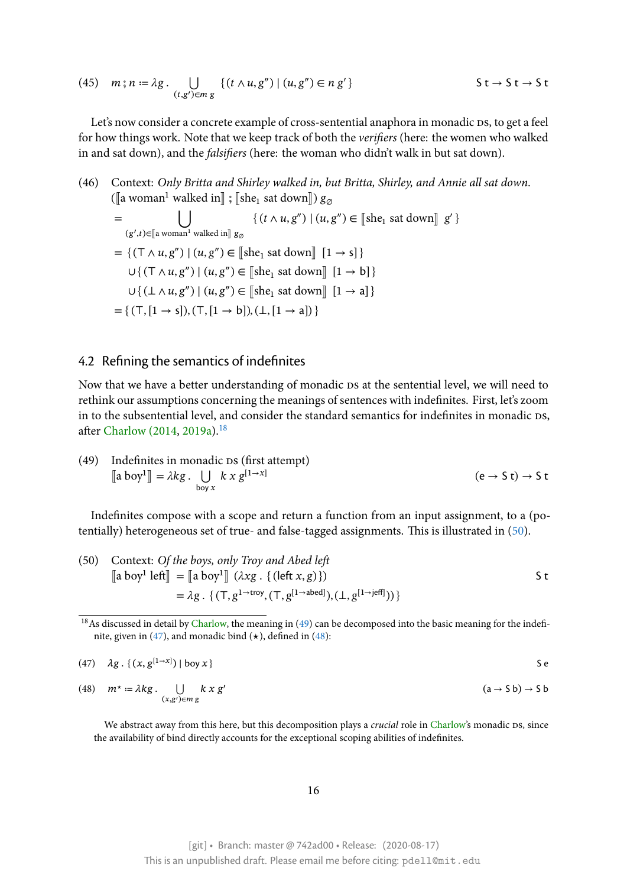(45) $m \,;\, n \coloneqq \lambda g\,.\, \bigcup_{(t,g')\in m\, g} \{\,(t \wedge u, g'') \mid (u, g'') \in n\, g'\,\}$ $\quad \mathsf{S\,t \to S\,t \to S\,t}$

Let's now consider a concrete example of cross-sentential anaphora in monadic DS, to get a feel for how things work. Note that we keep track of both the *verifiers* (here: the women who walked in and sat down), and the *falsifiers* (here: the woman who didn't walk in but sat down).

(46) Context: *Only Britta and Shirley walked in, but Britta, Shirley, and Annie all sat down.*

$$
\begin{aligned}
&(\llbracket \text{a woman}^1 \text{ walked in} \rrbracket \,;\, \llbracket \text{she}_1 \text{ sat down} \rrbracket)\; g_\varnothing \\
&= \bigcup_{(g',t)\in \llbracket \text{a woman}^1 \text{ walked in} \rrbracket\; g_\varnothing} \{\,(t \wedge u, g'') \mid (u, g'') \in \llbracket \text{she}_1 \text{ sat down} \rrbracket\;\; g'\,\} \\
&= \{\,(\top \wedge u, g'') \mid (u, g'') \in \llbracket \text{she}_1 \text{ sat down} \rrbracket\;\; [1 \to \mathsf{s}]\,\} \\
&\quad \cup \{\,(\top \wedge u, g'') \mid (u, g'') \in \llbracket \text{she}_1 \text{ sat down} \rrbracket\;\; [1 \to \mathsf{b}]\,\} \\
&\quad \cup \{\,(\bot \wedge u, g'') \mid (u, g'') \in \llbracket \text{she}_1 \text{ sat down} \rrbracket\;\; [1 \to \mathsf{a}]\,\} \\
&= \{\,(\top, [1 \to \mathsf{s}]), (\top, [1 \to \mathsf{b}]), (\bot, [1 \to \mathsf{a}])\,\}
\end{aligned}
$$

## 4.2 Refining the semantics of indefinites

Now that we have a better understanding of monadic DS at the sentential level, we will need to rethink our assumptions concerning the meanings of sentences with indefinites. First, let's zoom in to the subsentential level, and consider the standard semantics for indefinites in monadic DS, after Charlow (2014, 2019a).[18]

(49) Indefinites in monadic DS (first attempt)

$$\llbracket \text{a boy}^1 \rrbracket = \lambda k g\,.\, \bigcup_{\mathsf{boy}\; x} k\; x\; g^{[1 \to x]} \qquad (\mathsf{e \to S\,t}) \to \mathsf{S\,t}$$

Indefinites compose with a scope and return a function from an input assignment, to a (potentially) heterogeneous set of true- and false-tagged assignments. This is illustrated in (50).

(50) Context: *Of the boys, only Troy and Abed left*

$$
\begin{aligned}
\llbracket \text{a boy}^1 \text{ left} \rrbracket &= \llbracket \text{a boy}^1 \rrbracket\; (\lambda x g\,.\, \{\,(\mathsf{left}\; x, g)\,\}) \qquad \mathsf{S\,t} \\
&= \lambda g\,.\, \{\,(\top, g^{1 \to \mathsf{troy}}), (\top, g^{[1 \to \mathsf{abed}]}), (\bot, g^{[1 \to \mathsf{jeff}]})\,\}
\end{aligned}
$$

[18] As discussed in detail by Charlow, the meaning in (49) can be decomposed into the basic meaning for the indefinite, given in (47), and monadic bind ($\star$), defined in (48):

(47) $\lambda g\,.\, \{\,(x, g^{[1 \to x]}) \mid \mathsf{boy}\; x\,\}$ $\quad \mathsf{S\,e}$

(48) $m^\star \coloneqq \lambda k g\,.\, \bigcup_{(x,g')\in m\, g} k\; x\; g'$ $\quad (\mathsf{a \to S\,b}) \to \mathsf{S\,b}$

We abstract away from this here, but this decomposition plays a *crucial* role in Charlow's monadic DS, since the availability of bind directly accounts for the exceptional scoping abilities of indefinites.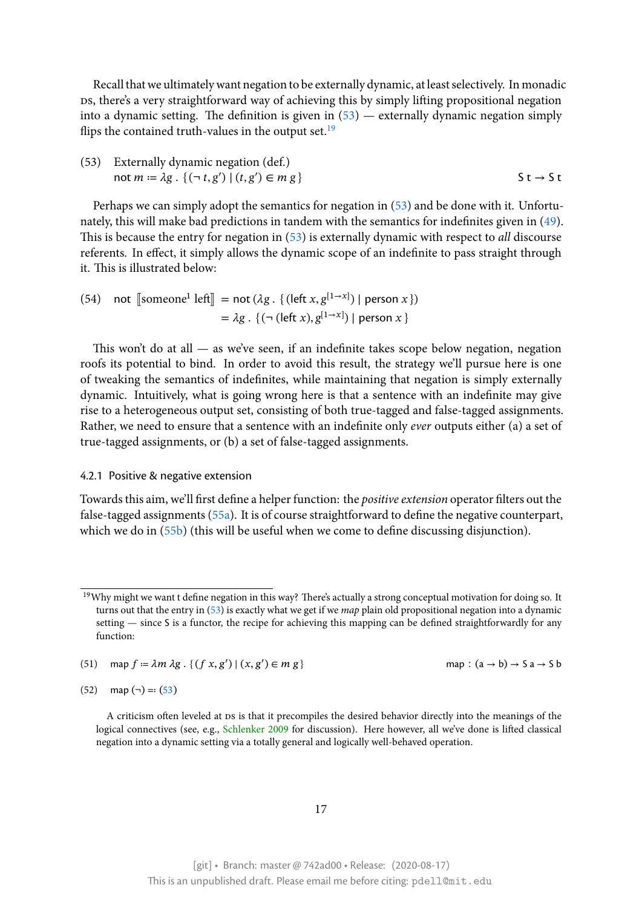Recall that we ultimately want negation to be externally dynamic, at least selectively. In monadic DS, there's a very straightforward way of achieving this by simply lifting propositional negation into a dynamic setting. The definition is given in (53) — externally dynamic negation simply flips the contained truth-values in the output set.[19]

(53) Externally dynamic negation (def.)
$\mathsf{not}\ m := \lambda g\ .\ \{ (\neg\, t, g') \mid (t, g') \in m\ g \}$ $\qquad\qquad \mathsf{S\ t \to S\ t}$

Perhaps we can simply adopt the semantics for negation in (53) and be done with it. Unfortunately, this will make bad predictions in tandem with the semantics for indefinites given in (49). This is because the entry for negation in (53) is externally dynamic with respect to *all* discourse referents. In effect, it simply allows the dynamic scope of an indefinite to pass straight through it. This is illustrated below:

(54) $\mathsf{not}\ [\![\text{someone}^1\ \text{left}]\!] = \mathsf{not}\,(\lambda g\ .\ \{ (\mathsf{left}\ x, g^{[1 \to x]}) \mid \mathsf{person}\ x \})$
$= \lambda g\ .\ \{ (\neg\,(\mathsf{left}\ x), g^{[1 \to x]}) \mid \mathsf{person}\ x \}$

This won't do at all — as we've seen, if an indefinite takes scope below negation, negation roofs its potential to bind. In order to avoid this result, the strategy we'll pursue here is one of tweaking the semantics of indefinites, while maintaining that negation is simply externally dynamic. Intuitively, what is going wrong here is that a sentence with an indefinite may give rise to a heterogeneous output set, consisting of both true-tagged and false-tagged assignments. Rather, we need to ensure that a sentence with an indefinite only *ever* outputs either (a) a set of true-tagged assignments, or (b) a set of false-tagged assignments.

### 4.2.1 Positive & negative extension

Towards this aim, we'll first define a helper function: the *positive extension* operator filters out the false-tagged assignments (55a). It is of course straightforward to define the negative counterpart, which we do in (55b) (this will be useful when we come to define discussing disjunction).

---

[19] Why might we want t define negation in this way? There's actually a strong conceptual motivation for doing so. It turns out that the entry in (53) is exactly what we get if we *map* plain old propositional negation into a dynamic setting — since S is a functor, the recipe for achieving this mapping can be defined straightforwardly for any function:

(51) $\mathsf{map}\ f := \lambda m\ \lambda g\ .\ \{ (f\ x, g') \mid (x, g') \in m\ g \}$ $\qquad\qquad \mathsf{map} : (\mathsf{a \to b}) \to \mathsf{S\ a \to S\ b}$

(52) $\mathsf{map}\ (\neg) =:$ (53)

A criticism often leveled at DS is that it precompiles the desired behavior directly into the meanings of the logical connectives (see, e.g., Schlenker 2009 for discussion). Here however, all we've done is lifted classical negation into a dynamic setting via a totally general and logically well-behaved operation.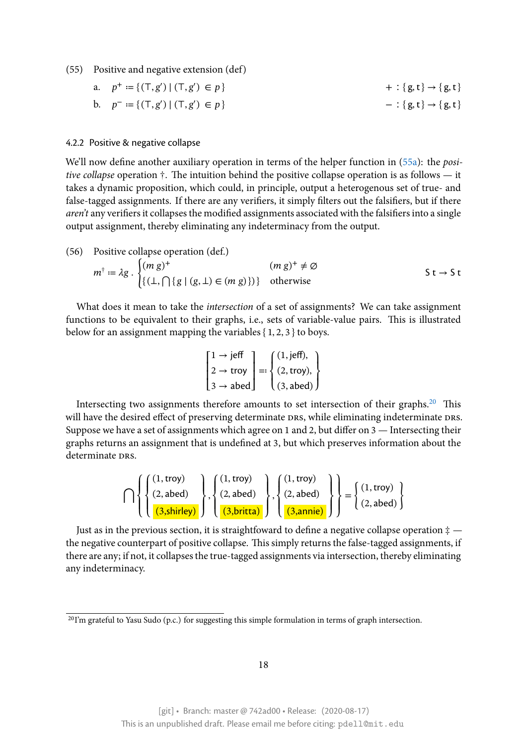(55) Positive and negative extension (def)

a. $p^{+} := \{ (\top, g') \mid (\top, g') \in p \}$ $\qquad + : \{ \text{g}, \text{t} \} \to \{ \text{g}, \text{t} \}$

b. $p^{-} := \{ (\top, g') \mid (\top, g') \in p \}$ $\qquad - : \{ \text{g}, \text{t} \} \to \{ \text{g}, \text{t} \}$

### 4.2.2 Positive & negative collapse

We'll now define another auxiliary operation in terms of the helper function in (55a): the *positive collapse* operation †. The intuition behind the positive collapse operation is as follows — it takes a dynamic proposition, which could, in principle, output a heterogenous set of true- and false-tagged assignments. If there are any verifiers, it simply filters out the falsifiers, but if there *aren't* any verifiers it collapses the modified assignments associated with the falsifiers into a single output assignment, thereby eliminating any indeterminacy from the output.

(56) Positive collapse operation (def.)

$$m^{\dagger} := \lambda g \,.\, \begin{cases} (m\ g)^{+} & (m\ g)^{+} \neq \varnothing \\ \{ (\bot, \bigcap \{ g \mid (g, \bot) \in (m\ g) \}) \} & \text{otherwise} \end{cases} \qquad \text{S t} \to \text{S t}$$

What does it mean to take the *intersection* of a set of assignments? We can take assignment functions to be equivalent to their graphs, i.e., sets of variable-value pairs. This is illustrated below for an assignment mapping the variables $\{1, 2, 3\}$ to boys.

$$\begin{bmatrix} 1 \to \text{jeff} \\ 2 \to \text{troy} \\ 3 \to \text{abed} \end{bmatrix} =: \begin{Bmatrix} (1, \text{jeff}), \\ (2, \text{troy}), \\ (3, \text{abed}) \end{Bmatrix}$$

Intersecting two assignments therefore amounts to set intersection of their graphs.[20] This will have the desired effect of preserving determinate DRs, while eliminating indeterminate DRs. Suppose we have a set of assignments which agree on 1 and 2, but differ on 3 — Intersecting their graphs returns an assignment that is undefined at 3, but which preserves information about the determinate DRs.

$$\bigcap \left\{ \begin{Bmatrix} (1, \text{troy}) \\ (2, \text{abed}) \\ (3, \text{shirley}) \end{Bmatrix}, \begin{Bmatrix} (1, \text{troy}) \\ (2, \text{abed}) \\ (3, \text{britta}) \end{Bmatrix}, \begin{Bmatrix} (1, \text{troy}) \\ (2, \text{abed}) \\ (3, \text{annie}) \end{Bmatrix} \right\} = \begin{Bmatrix} (1, \text{troy}) \\ (2, \text{abed}) \end{Bmatrix}$$

Just as in the previous section, it is straightfoward to define a negative collapse operation ‡ — the negative counterpart of positive collapse. This simply returns the false-tagged assignments, if there are any; if not, it collapses the true-tagged assignments via intersection, thereby eliminating any indeterminacy.

---

[20] I'm grateful to Yasu Sudo (p.c.) for suggesting this simple formulation in terms of graph intersection.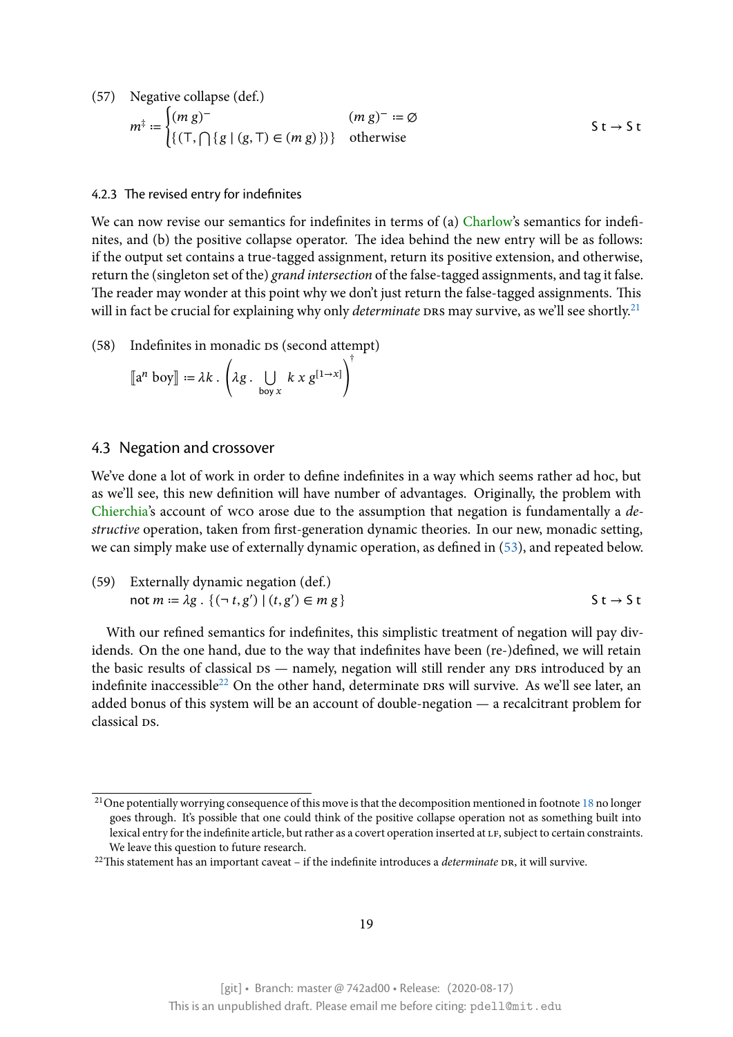(57) Negative collapse (def.)

$$m^{\ddagger} := \begin{cases} (m\,g)^{-} & (m\,g)^{-} := \varnothing \\ \{(\top, \bigcap\{g \mid (g,\top) \in (m\,g)\})\} & \text{otherwise} \end{cases} \qquad \mathsf{S\,t} \to \mathsf{S\,t}$$

#### 4.2.3 The revised entry for indefinites

We can now revise our semantics for indefinites in terms of (a) Charlow's semantics for indefinites, and (b) the positive collapse operator. The idea behind the new entry will be as follows: if the output set contains a true-tagged assignment, return its positive extension, and otherwise, return the (singleton set of the) *grand intersection* of the false-tagged assignments, and tag it false. The reader may wonder at this point why we don't just return the false-tagged assignments. This will in fact be crucial for explaining why only *determinate* DRS may survive, as we'll see shortly.[21]

(58) Indefinites in monadic DS (second attempt)

$$[\![\text{a}^n \text{ boy}]\!] := \lambda k\,.\left(\lambda g\,.\bigcup_{\text{boy}\,x} k\;x\;g^{[1\to x]}\right)^{\dagger}$$

### 4.3 Negation and crossover

We've done a lot of work in order to define indefinites in a way which seems rather ad hoc, but as we'll see, this new definition will have number of advantages. Originally, the problem with Chierchia's account of WCO arose due to the assumption that negation is fundamentally a *destructive* operation, taken from first-generation dynamic theories. In our new, monadic setting, we can simply make use of externally dynamic operation, as defined in (53), and repeated below.

(59) Externally dynamic negation (def.)

$$\mathsf{not}\;m := \lambda g\,.\,\{(\neg\,t, g') \mid (t, g') \in m\,g\} \qquad \mathsf{S\,t} \to \mathsf{S\,t}$$

With our refined semantics for indefinites, this simplistic treatment of negation will pay dividends. On the one hand, due to the way that indefinites have been (re-)defined, we will retain the basic results of classical DS — namely, negation will still render any DRS introduced by an indefinite inaccessible[22] On the other hand, determinate DRS will survive. As we'll see later, an added bonus of this system will be an account of double-negation — a recalcitrant problem for classical DS.

[21] One potentially worrying consequence of this move is that the decomposition mentioned in footnote 18 no longer goes through. It's possible that one could think of the positive collapse operation not as something built into lexical entry for the indefinite article, but rather as a covert operation inserted at LF, subject to certain constraints. We leave this question to future research.

[22] This statement has an important caveat – if the indefinite introduces a *determinate* DR, it will survive.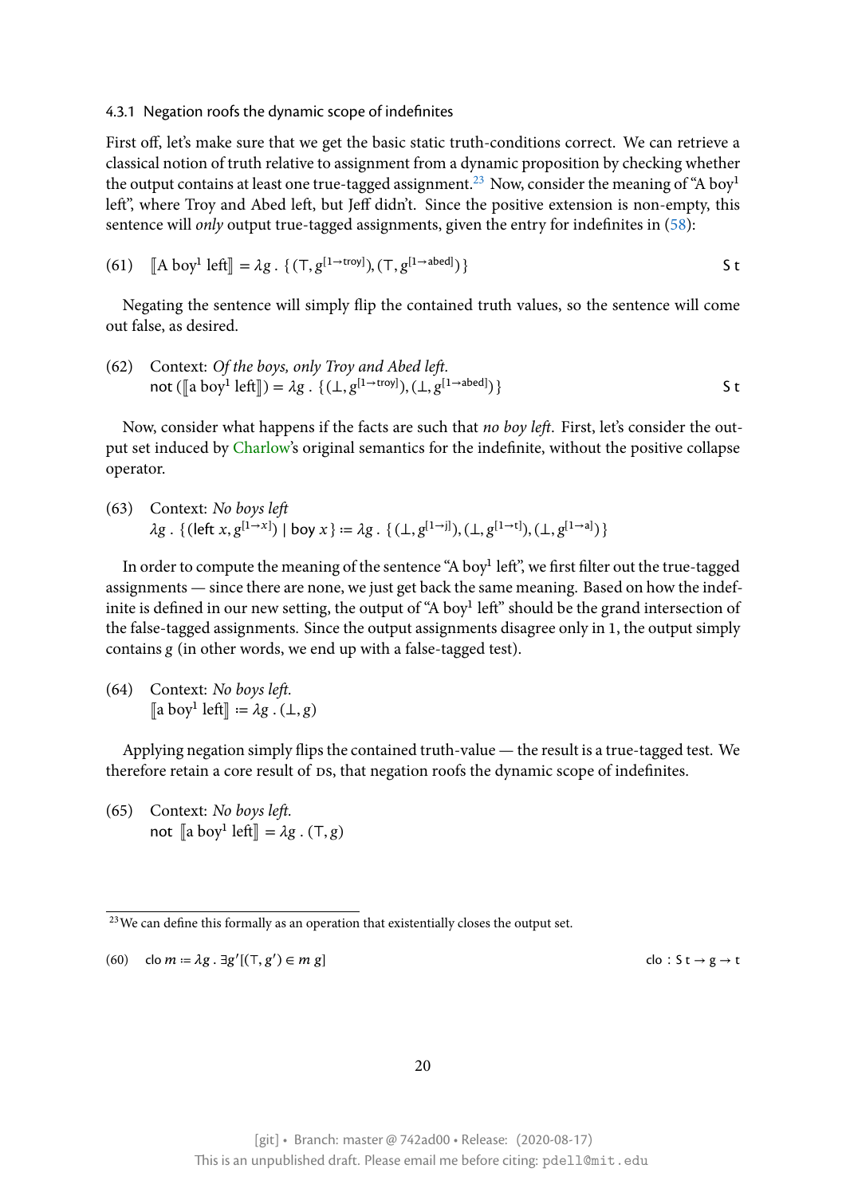### 4.3.1 Negation roofs the dynamic scope of indefinites

First off, let's make sure that we get the basic static truth-conditions correct. We can retrieve a classical notion of truth relative to assignment from a dynamic proposition by checking whether the output contains at least one true-tagged assignment.[23] Now, consider the meaning of "A boy[1] left", where Troy and Abed left, but Jeff didn't. Since the positive extension is non-empty, this sentence will *only* output true-tagged assignments, given the entry for indefinites in (58):

(61) $[\![\text{A boy}^1 \text{ left}]\!] = \lambda g\,.\,\{\,(\top, g^{[1\to \text{troy}]}), (\top, g^{[1\to \text{abed}]})\,\}$ $\quad$ $\mathsf{S\,t}$

Negating the sentence will simply flip the contained truth values, so the sentence will come out false, as desired.

(62) Context: *Of the boys, only Troy and Abed left.*
$\text{not}\,([\![\text{a boy}^1 \text{ left}]\!]) = \lambda g\,.\,\{\,(\bot, g^{[1\to \text{troy}]}), (\bot, g^{[1\to \text{abed}]})\,\}$ $\quad$ $\mathsf{S\,t}$

Now, consider what happens if the facts are such that *no boy left*. First, let's consider the output set induced by Charlow's original semantics for the indefinite, without the positive collapse operator.

(63) Context: *No boys left*
$\lambda g\,.\,\{\,(\text{left}\ x, g^{[1\to x]}) \mid \text{boy}\ x\,\} \coloneqq \lambda g\,.\,\{\,(\bot, g^{[1\to \text{j}]}), (\bot, g^{[1\to \text{t}]}), (\bot, g^{[1\to \text{a}]})\,\}$

In order to compute the meaning of the sentence "A boy[1] left", we first filter out the true-tagged assignments — since there are none, we just get back the same meaning. Based on how the indefinite is defined in our new setting, the output of "A boy[1] left" should be the grand intersection of the false-tagged assignments. Since the output assignments disagree only in 1, the output simply contains $g$ (in other words, we end up with a false-tagged test).

(64) Context: *No boys left.*
$[\![\text{a boy}^1 \text{ left}]\!] \coloneqq \lambda g\,.\,(\bot, g)$

Applying negation simply flips the contained truth-value — the result is a true-tagged test. We therefore retain a core result of DS, that negation roofs the dynamic scope of indefinites.

(65) Context: *No boys left.*
$\text{not}\ [\![\text{a boy}^1 \text{ left}]\!] = \lambda g\,.\,(\top, g)$

---

[23] We can define this formally as an operation that existentially closes the output set.

(60) $\text{clo}\ m \coloneqq \lambda g\,.\,\exists g'[(\top, g') \in m\ g]$ $\quad$ $\text{clo} : \mathsf{S\,t \to g \to t}$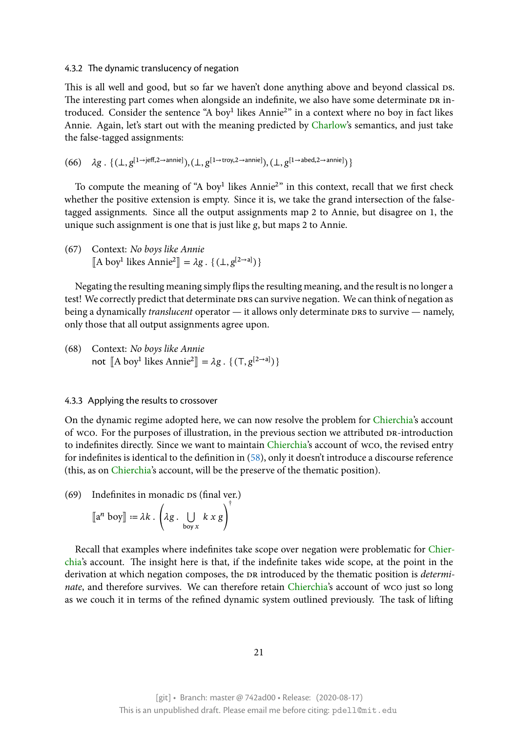#### 4.3.2 The dynamic translucency of negation

This is all well and good, but so far we haven't done anything above and beyond classical DS. The interesting part comes when alongside an indefinite, we also have some determinate DR introduced. Consider the sentence "A boy[1] likes Annie[2]" in a context where no boy in fact likes Annie. Again, let's start out with the meaning predicted by Charlow's semantics, and just take the false-tagged assignments:

(66) $\lambda g \,.\, \{ (\bot, g^{[1\to \text{jeff}, 2\to \text{annie}]}), (\bot, g^{[1\to \text{troy}, 2\to \text{annie}]}), (\bot, g^{[1\to \text{abed}, 2\to \text{annie}]}) \}$

To compute the meaning of "A boy[1] likes Annie[2]" in this context, recall that we first check whether the positive extension is empty. Since it is, we take the grand intersection of the false-tagged assignments. Since all the output assignments map 2 to Annie, but disagree on 1, the unique such assignment is one that is just like $g$, but maps 2 to Annie.

(67) Context: *No boys like Annie*
$[\![\text{A boy}^1 \text{ likes Annie}^2]\!] = \lambda g \,.\, \{ (\bot, g^{[2\to \text{a}]}) \}$

Negating the resulting meaning simply flips the resulting meaning, and the result is no longer a test! We correctly predict that determinate DRS can survive negation. We can think of negation as being a dynamically *translucent* operator — it allows only determinate DRS to survive — namely, only those that all output assignments agree upon.

(68) Context: *No boys like Annie*
$\text{not } [\![\text{A boy}^1 \text{ likes Annie}^2]\!] = \lambda g \,.\, \{ (\top, g^{[2\to \text{a}]}) \}$

#### 4.3.3 Applying the results to crossover

On the dynamic regime adopted here, we can now resolve the problem for Chierchia's account of WCO. For the purposes of illustration, in the previous section we attributed DR-introduction to indefinites directly. Since we want to maintain Chierchia's account of WCO, the revised entry for indefinites is identical to the definition in (58), only it doesn't introduce a discourse reference (this, as on Chierchia's account, will be the preserve of the thematic position).

(69) Indefinites in monadic DS (final ver.)

$$[\![\text{a}^n \text{ boy}]\!] \coloneqq \lambda k \,.\, \left( \lambda g \,.\, \bigcup_{\text{boy } x} k\, x\, g \right)^{\dagger}$$

Recall that examples where indefinites take scope over negation were problematic for Chierchia's account. The insight here is that, if the indefinite takes wide scope, at the point in the derivation at which negation composes, the DR introduced by the thematic position is *determinate*, and therefore survives. We can therefore retain Chierchia's account of WCO just so long as we couch it in terms of the refined dynamic system outlined previously. The task of lifting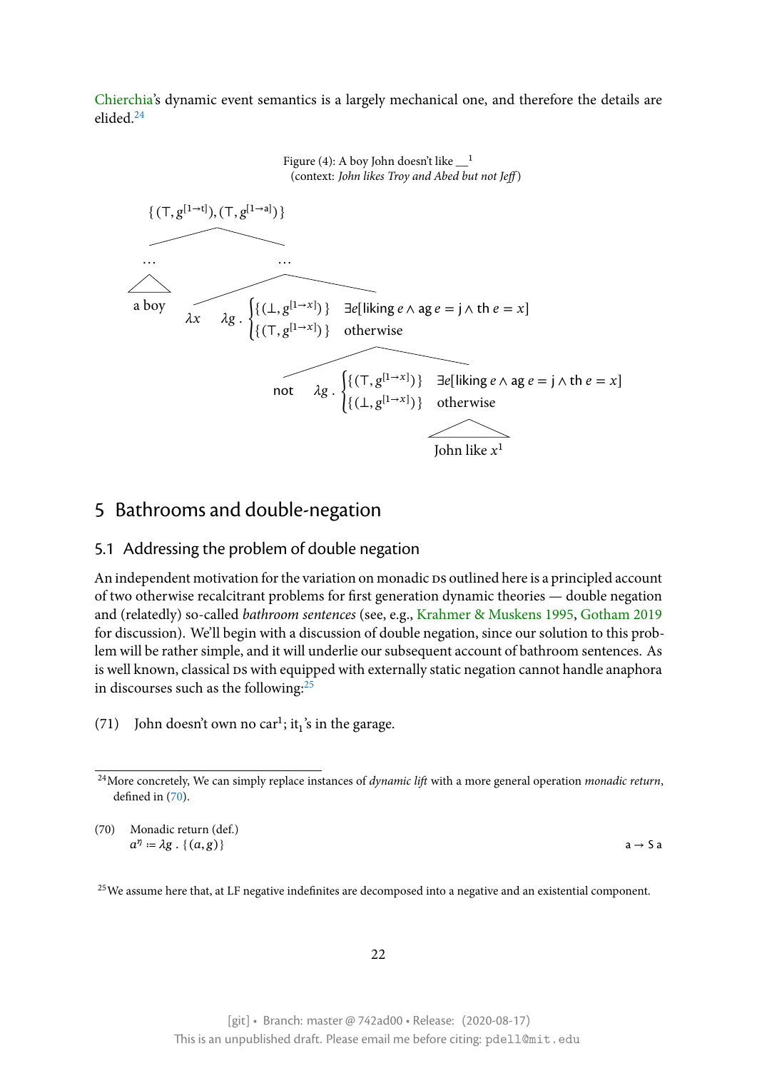Chierchia's dynamic event semantics is a largely mechanical one, and therefore the details are elided.[24]

Figure (4): A boy John doesn't like __[1]
(context: *John likes Troy and Abed but not Jeff*)

$$\{(\top, g^{[1\to t]}), (\top, g^{[1\to a]})\}$$

$$\ldots \quad \text{a boy}$$

$$\ldots$$

$$\lambda x \quad \lambda g \,.\, \begin{cases} \{(\bot, g^{[1\to x]})\} & \exists e[\text{liking}\, e \wedge \text{ag}\, e = \text{j} \wedge \text{th}\, e = x] \\ \{(\top, g^{[1\to x]})\} & \text{otherwise} \end{cases}$$

$$\text{not} \quad \lambda g \,.\, \begin{cases} \{(\top, g^{[1\to x]})\} & \exists e[\text{liking}\, e \wedge \text{ag}\, e = \text{j} \wedge \text{th}\, e = x] \\ \{(\bot, g^{[1\to x]})\} & \text{otherwise} \end{cases}$$

$$\text{John like } x^1$$

## 5 Bathrooms and double-negation

### 5.1 Addressing the problem of double negation

An independent motivation for the variation on monadic DS outlined here is a principled account of two otherwise recalcitrant problems for first generation dynamic theories — double negation and (relatedly) so-called *bathroom sentences* (see, e.g., Krahmer & Muskens 1995, Gotham 2019 for discussion). We'll begin with a discussion of double negation, since our solution to this problem will be rather simple, and it will underlie our subsequent account of bathroom sentences. As is well known, classical DS with equipped with externally static negation cannot handle anaphora in discourses such as the following:[25]

(71) John doesn't own no car[1]; $\text{it}_1$'s in the garage.

---

[24] More concretely, We can simply replace instances of *dynamic lift* with a more general operation *monadic return*, defined in (70).

(70) Monadic return (def.)
$a^{\eta} \coloneqq \lambda g \,.\, \{(a, g)\}$ $\qquad\qquad$ $\mathsf{a} \to \mathsf{S\,a}$

[25] We assume here that, at LF negative indefinites are decomposed into a negative and an existential component.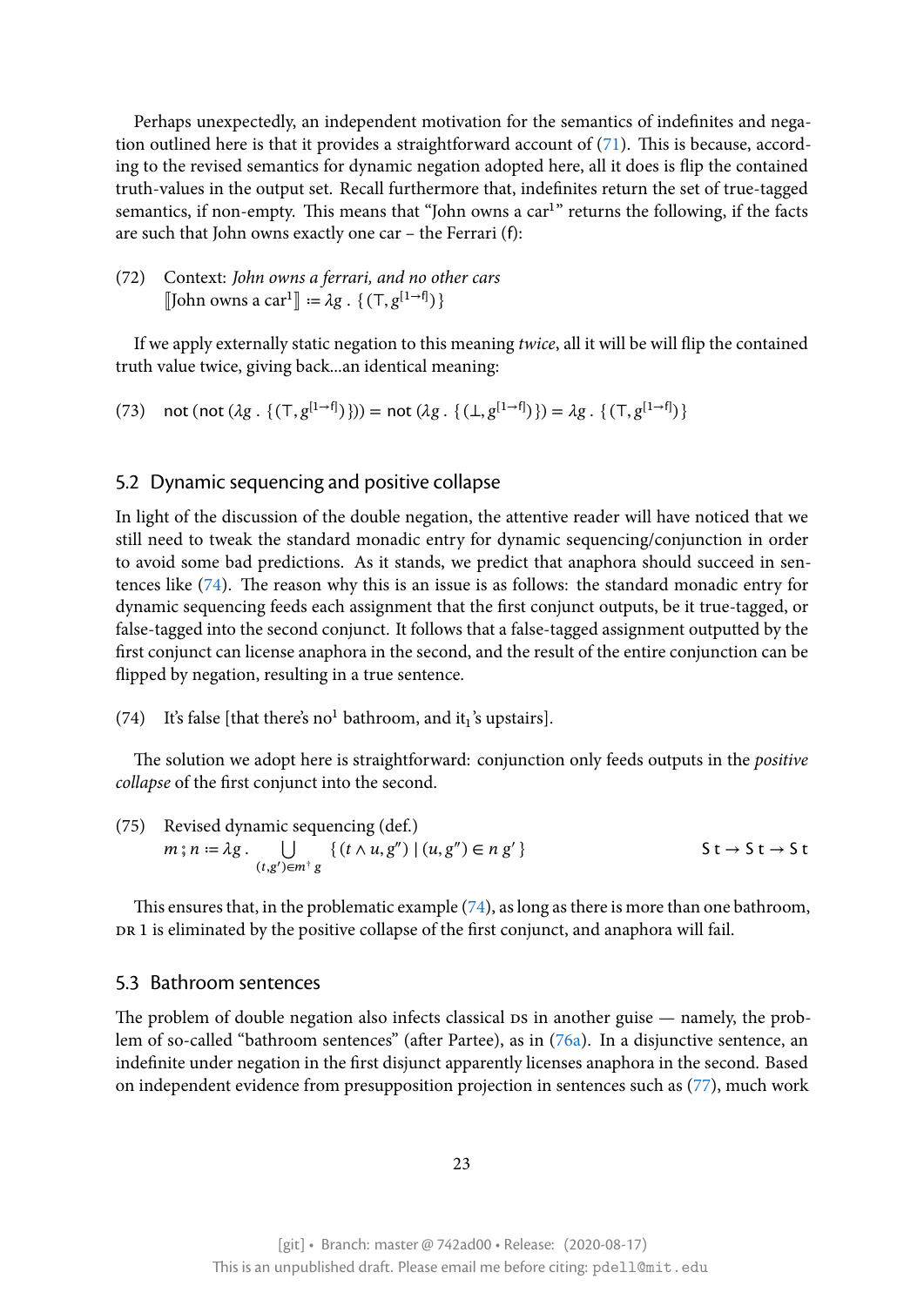Perhaps unexpectedly, an independent motivation for the semantics of indefinites and negation outlined here is that it provides a straightforward account of (71). This is because, according to the revised semantics for dynamic negation adopted here, all it does is flip the contained truth-values in the output set. Recall furthermore that, indefinites return the set of true-tagged semantics, if non-empty. This means that "John owns a car$^1$" returns the following, if the facts are such that John owns exactly one car – the Ferrari (f):

(72) Context: *John owns a ferrari, and no other cars*
$[\![\text{John owns a car}^1]\!] := \lambda g\ .\ \{ (\top, g^{[1 \to f]}) \}$

If we apply externally static negation to this meaning *twice*, all it will be will flip the contained truth value twice, giving back...an identical meaning:

(73) $\textsf{not}\ (\textsf{not}\ (\lambda g\ .\ \{ (\top, g^{[1 \to f]}) \})) = \textsf{not}\ (\lambda g\ .\ \{ (\bot, g^{[1 \to f]}) \}) = \lambda g\ .\ \{ (\top, g^{[1 \to f]}) \}$

## 5.2 Dynamic sequencing and positive collapse

In light of the discussion of the double negation, the attentive reader will have noticed that we still need to tweak the standard monadic entry for dynamic sequencing/conjunction in order to avoid some bad predictions. As it stands, we predict that anaphora should succeed in sentences like (74). The reason why this is an issue is as follows: the standard monadic entry for dynamic sequencing feeds each assignment that the first conjunct outputs, be it true-tagged, or false-tagged into the second conjunct. It follows that a false-tagged assignment outputted by the first conjunct can license anaphora in the second, and the result of the entire conjunction can be flipped by negation, resulting in a true sentence.

(74) It's false [that there's no$^1$ bathroom, and it$_1$'s upstairs].

The solution we adopt here is straightforward: conjunction only feeds outputs in the *positive collapse* of the first conjunct into the second.

(75) Revised dynamic sequencing (def.)
$$m\ ;\ n := \lambda g\ .\ \bigcup_{(t, g') \in m^{\dagger}\ g} \{ (t \wedge u, g'') \mid (u, g'') \in n\ g' \} \qquad \textsf{S t} \to \textsf{S t} \to \textsf{S t}$$

This ensures that, in the problematic example (74), as long as there is more than one bathroom, DR 1 is eliminated by the positive collapse of the first conjunct, and anaphora will fail.

## 5.3 Bathroom sentences

The problem of double negation also infects classical DS in another guise — namely, the problem of so-called "bathroom sentences" (after Partee), as in (76a). In a disjunctive sentence, an indefinite under negation in the first disjunct apparently licenses anaphora in the second. Based on independent evidence from presupposition projection in sentences such as (77), much work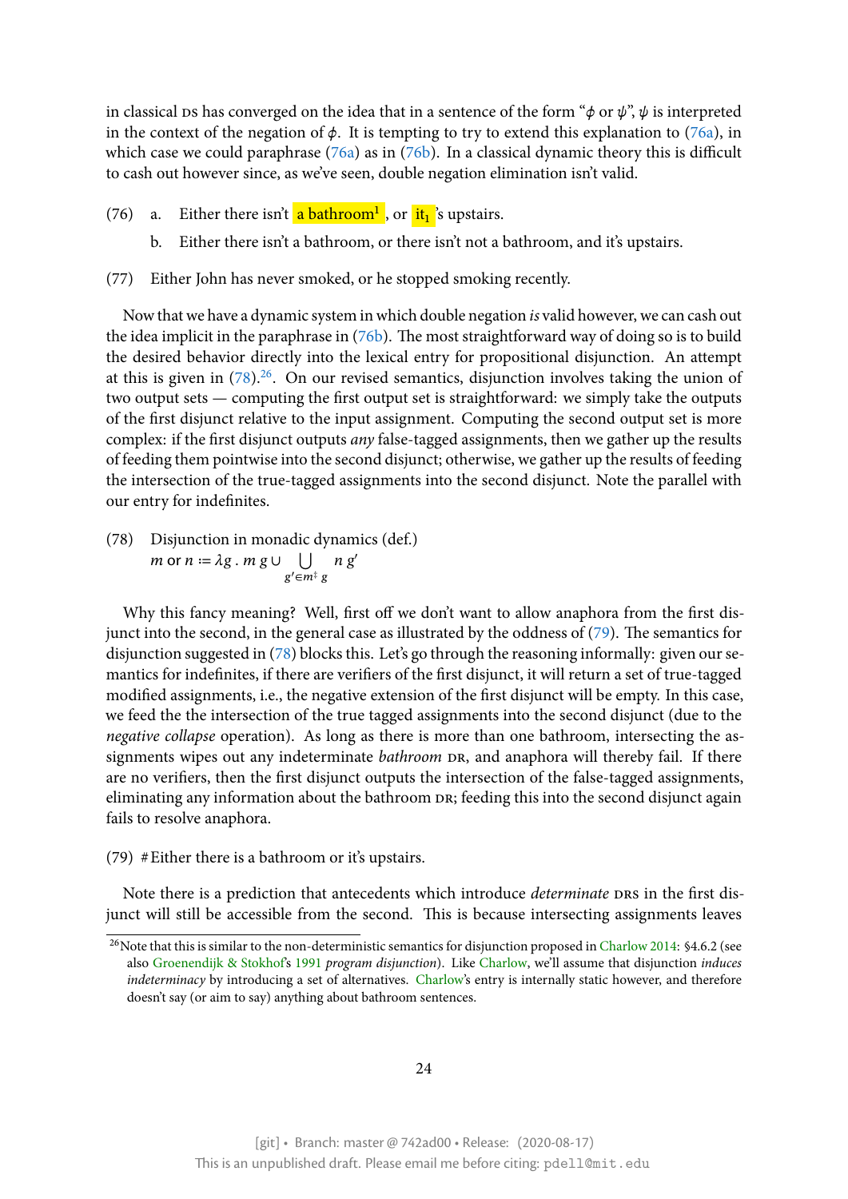in classical DS has converged on the idea that in a sentence of the form "$\phi$ or $\psi$", $\psi$ is interpreted in the context of the negation of $\phi$. It is tempting to try to extend this explanation to (76a), in which case we could paraphrase (76a) as in (76b). In a classical dynamic theory this is difficult to cash out however since, as we've seen, double negation elimination isn't valid.

(76) a. Either there isn't a bathroom$^1$, or it$_1$'s upstairs.

b. Either there isn't a bathroom, or there isn't not a bathroom, and it's upstairs.

(77) Either John has never smoked, or he stopped smoking recently.

Now that we have a dynamic system in which double negation *is* valid however, we can cash out the idea implicit in the paraphrase in (76b). The most straightforward way of doing so is to build the desired behavior directly into the lexical entry for propositional disjunction. An attempt at this is given in (78).[26]. On our revised semantics, disjunction involves taking the union of two output sets — computing the first output set is straightforward: we simply take the outputs of the first disjunct relative to the input assignment. Computing the second output set is more complex: if the first disjunct outputs *any* false-tagged assignments, then we gather up the results of feeding them pointwise into the second disjunct; otherwise, we gather up the results of feeding the intersection of the true-tagged assignments into the second disjunct. Note the parallel with our entry for indefinites.

(78) Disjunction in monadic dynamics (def.)

$$m \text{ or } n \coloneqq \lambda g\,.\, m\,g \cup \bigcup_{g' \in m^{\ddagger}\,g} n\,g'$$

Why this fancy meaning? Well, first off we don't want to allow anaphora from the first disjunct into the second, in the general case as illustrated by the oddness of (79). The semantics for disjunction suggested in (78) blocks this. Let's go through the reasoning informally: given our semantics for indefinites, if there are verifiers of the first disjunct, it will return a set of true-tagged modified assignments, i.e., the negative extension of the first disjunct will be empty. In this case, we feed the the intersection of the true tagged assignments into the second disjunct (due to the *negative collapse* operation). As long as there is more than one bathroom, intersecting the assignments wipes out any indeterminate *bathroom* DR, and anaphora will thereby fail. If there are no verifiers, then the first disjunct outputs the intersection of the false-tagged assignments, eliminating any information about the bathroom DR; feeding this into the second disjunct again fails to resolve anaphora.

(79) #Either there is a bathroom or it's upstairs.

Note there is a prediction that antecedents which introduce *determinate* DRs in the first disjunct will still be accessible from the second. This is because intersecting assignments leaves

[26]Note that this is similar to the non-deterministic semantics for disjunction proposed in Charlow 2014: §4.6.2 (see also Groenendijk & Stokhof's 1991 *program disjunction*). Like Charlow, we'll assume that disjunction *induces indeterminacy* by introducing a set of alternatives. Charlow's entry is internally static however, and therefore doesn't say (or aim to say) anything about bathroom sentences.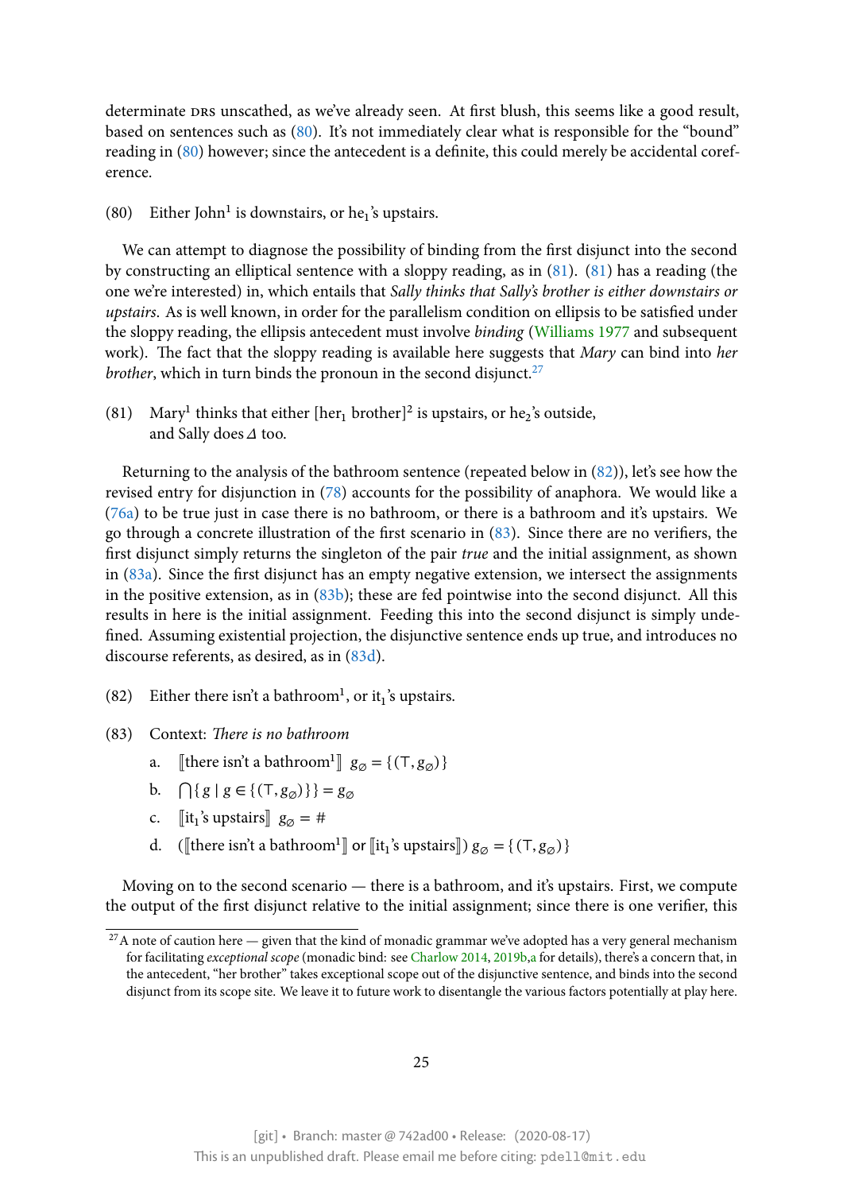determinate DRS unscathed, as we've already seen. At first blush, this seems like a good result, based on sentences such as (80). It's not immediately clear what is responsible for the "bound" reading in (80) however; since the antecedent is a definite, this could merely be accidental coreference.

(80) Either John$^1$ is downstairs, or he$_1$'s upstairs.

We can attempt to diagnose the possibility of binding from the first disjunct into the second by constructing an elliptical sentence with a sloppy reading, as in (81). (81) has a reading (the one we're interested) in, which entails that *Sally thinks that Sally's brother is either downstairs or upstairs*. As is well known, in order for the parallelism condition on ellipsis to be satisfied under the sloppy reading, the ellipsis antecedent must involve *binding* (Williams 1977 and subsequent work). The fact that the sloppy reading is available here suggests that *Mary* can bind into *her brother*, which in turn binds the pronoun in the second disjunct.[27]

(81) Mary$^1$ thinks that either [her$_1$ brother]$^2$ is upstairs, or he$_2$'s outside,
and Sally does $\Delta$ too.

Returning to the analysis of the bathroom sentence (repeated below in (82)), let's see how the revised entry for disjunction in (78) accounts for the possibility of anaphora. We would like a (76a) to be true just in case there is no bathroom, or there is a bathroom and it's upstairs. We go through a concrete illustration of the first scenario in (83). Since there are no verifiers, the first disjunct simply returns the singleton of the pair *true* and the initial assignment, as shown in (83a). Since the first disjunct has an empty negative extension, we intersect the assignments in the positive extension, as in (83b); these are fed pointwise into the second disjunct. All this results in here is the initial assignment. Feeding this into the second disjunct is simply undefined. Assuming existential projection, the disjunctive sentence ends up true, and introduces no discourse referents, as desired, as in (83d).

(82) Either there isn't a bathroom$^1$, or it$_1$'s upstairs.

(83) Context: *There is no bathroom*

a. $[\![\text{there isn't a bathroom}^1]\!]\ g_{\varnothing} = \{(\top, g_{\varnothing})\}$

b. $\bigcap\{\, g \mid g \in \{(\top, g_{\varnothing})\}\,\} = g_{\varnothing}$

c. $[\![\text{it}_1\text{'s upstairs}]\!]\ g_{\varnothing} = \#$

d. $([\![\text{there isn't a bathroom}^1]\!] \text{ or } [\![\text{it}_1\text{'s upstairs}]\!])\ g_{\varnothing} = \{(\top, g_{\varnothing})\}$

Moving on to the second scenario — there is a bathroom, and it's upstairs. First, we compute the output of the first disjunct relative to the initial assignment; since there is one verifier, this

[27] A note of caution here — given that the kind of monadic grammar we've adopted has a very general mechanism for facilitating *exceptional scope* (monadic bind: see Charlow 2014, 2019b,a for details), there's a concern that, in the antecedent, "her brother" takes exceptional scope out of the disjunctive sentence, and binds into the second disjunct from its scope site. We leave it to future work to disentangle the various factors potentially at play here.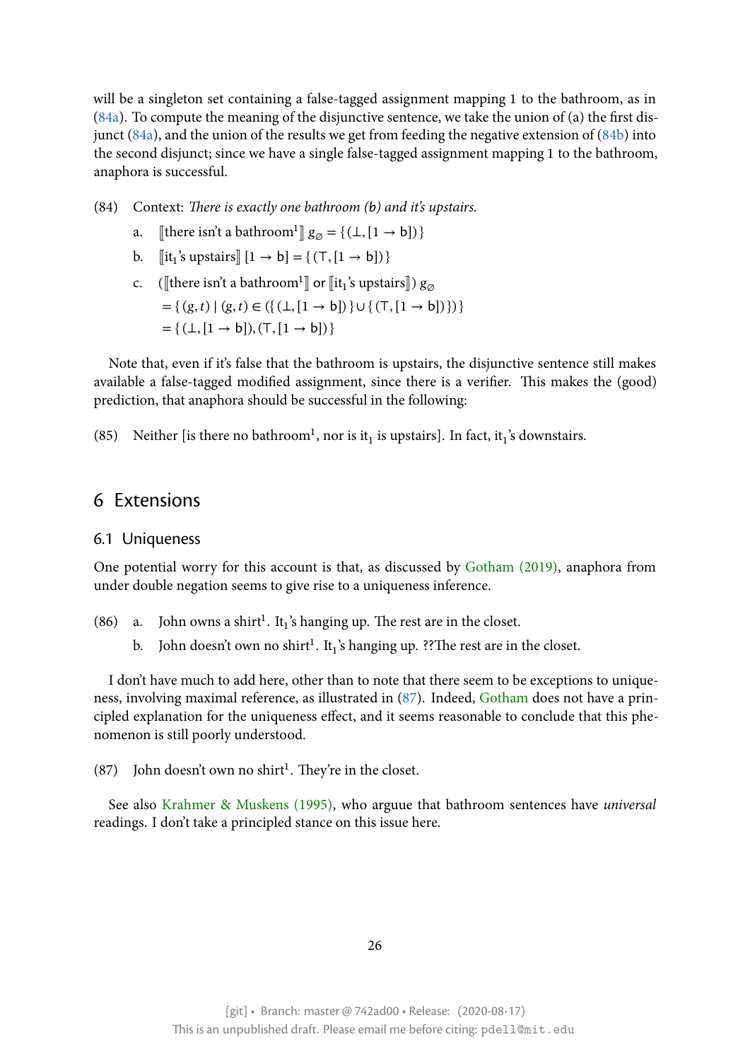will be a singleton set containing a false-tagged assignment mapping 1 to the bathroom, as in (84a). To compute the meaning of the disjunctive sentence, we take the union of (a) the first disjunct (84a), and the union of the results we get from feeding the negative extension of (84b) into the second disjunct; since we have a single false-tagged assignment mapping 1 to the bathroom, anaphora is successful.

(84) Context: *There is exactly one bathroom (b) and it's upstairs.*

a. $[\![\text{there isn't a bathroom}^1]\!]\ g_\varnothing = \{\,(\bot, [1 \to \mathsf{b}])\,\}$

b. $[\![\text{it}_1\text{'s upstairs}]\!]\ [1 \to \mathsf{b}] = \{\,(\top, [1 \to \mathsf{b}])\,\}$

c. $([\![\text{there isn't a bathroom}^1]\!] \text{ or } [\![\text{it}_1\text{'s upstairs}]\!])\ g_\varnothing$
$= \{\,(g,t) \mid (g,t) \in (\{\,(\bot,[1 \to \mathsf{b}])\,\} \cup \{\,(\top,[1 \to \mathsf{b}])\,\})\,\}$
$= \{\,(\bot,[1 \to \mathsf{b}]), (\top,[1 \to \mathsf{b}])\,\}$

Note that, even if it's false that the bathroom is upstairs, the disjunctive sentence still makes available a false-tagged modified assignment, since there is a verifier. This makes the (good) prediction, that anaphora should be successful in the following:

(85) Neither [is there no bathroom[1], nor is it$_1$ is upstairs]. In fact, it$_1$'s downstairs.

## 6 Extensions

### 6.1 Uniqueness

One potential worry for this account is that, as discussed by Gotham (2019), anaphora from under double negation seems to give rise to a uniqueness inference.

(86) a. John owns a shirt[1]. It$_1$'s hanging up. The rest are in the closet.

b. John doesn't own no shirt[1]. It$_1$'s hanging up. ??The rest are in the closet.

I don't have much to add here, other than to note that there seem to be exceptions to uniqueness, involving maximal reference, as illustrated in (87). Indeed, Gotham does not have a principled explanation for the uniqueness effect, and it seems reasonable to conclude that this phenomenon is still poorly understood.

(87) John doesn't own no shirt[1]. They're in the closet.

See also Krahmer & Muskens (1995), who arguue that bathroom sentences have *universal* readings. I don't take a principled stance on this issue here.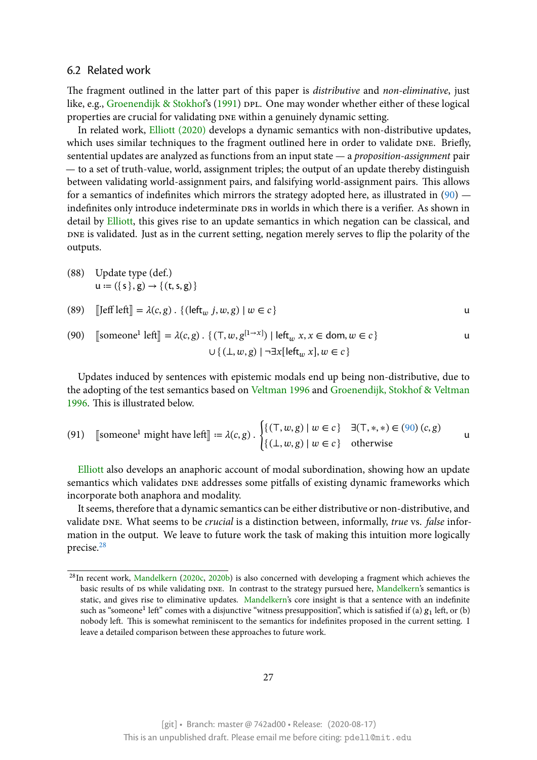### 6.2 Related work

The fragment outlined in the latter part of this paper is *distributive* and *non-eliminative*, just like, e.g., Groenendijk & Stokhof's (1991) DPL. One may wonder whether either of these logical properties are crucial for validating DNE within a genuinely dynamic setting.

In related work, Elliott (2020) develops a dynamic semantics with non-distributive updates, which uses similar techniques to the fragment outlined here in order to validate DNE. Briefly, sentential updates are analyzed as functions from an input state — a *proposition-assignment* pair — to a set of truth-value, world, assignment triples; the output of an update thereby distinguish between validating world-assignment pairs, and falsifying world-assignment pairs. This allows for a semantics of indefinites which mirrors the strategy adopted here, as illustrated in (90) — indefinites only introduce indeterminate DRs in worlds in which there is a verifier. As shown in detail by Elliott, this gives rise to an update semantics in which negation can be classical, and DNE is validated. Just as in the current setting, negation merely serves to flip the polarity of the outputs.

(88) Update type (def.)
$$\mathsf{u} \coloneqq (\{\,\mathsf{s}\,\}, \mathsf{g}) \to \{\,(\mathsf{t}, \mathsf{s}, \mathsf{g})\,\}$$

(89)
$$[\![\text{Jeff left}]\!] = \lambda(c, g)\,.\,\{\,(\mathsf{left}_w\, j, w, g) \mid w \in c\,\} \qquad \mathsf{u}$$

(90)
$$[\![\text{someone}^1 \text{ left}]\!] = \lambda(c, g)\,.\,\{\,(\top, w, g^{[1\to x]}) \mid \mathsf{left}_w\, x, x \in \mathsf{dom}, w \in c\,\} \cup \{\,(\bot, w, g) \mid \neg\exists x[\mathsf{left}_w\, x], w \in c\,\} \qquad \mathsf{u}$$

Updates induced by sentences with epistemic modals end up being non-distributive, due to the adopting of the test semantics based on Veltman 1996 and Groenendijk, Stokhof & Veltman 1996. This is illustrated below.

(91)
$$[\![\text{someone}^1 \text{ might have left}]\!] \coloneqq \lambda(c, g)\,.\,\begin{cases}\{\,(\top, w, g) \mid w \in c\,\} & \exists(\top, *, *) \in (90)\,(c, g)\\ \{\,(\bot, w, g) \mid w \in c\,\} & \text{otherwise}\end{cases} \qquad \mathsf{u}$$

Elliott also develops an anaphoric account of modal subordination, showing how an update semantics which validates DNE addresses some pitfalls of existing dynamic frameworks which incorporate both anaphora and modality.

It seems, therefore that a dynamic semantics can be either distributive or non-distributive, and validate DNE. What seems to be *crucial* is a distinction between, informally, *true* vs. *false* information in the output. We leave to future work the task of making this intuition more logically precise.[28]

---

[28] In recent work, Mandelkern (2020c, 2020b) is also concerned with developing a fragment which achieves the basic results of DS while validating DNE. In contrast to the strategy pursued here, Mandelkern's semantics is static, and gives rise to eliminative updates. Mandelkern's core insight is that a sentence with an indefinite such as "someone[1] left" comes with a disjunctive "witness presupposition", which is satisfied if (a) $g_1$ left, or (b) nobody left. This is somewhat reminiscent to the semantics for indefinites proposed in the current setting. I leave a detailed comparison between these approaches to future work.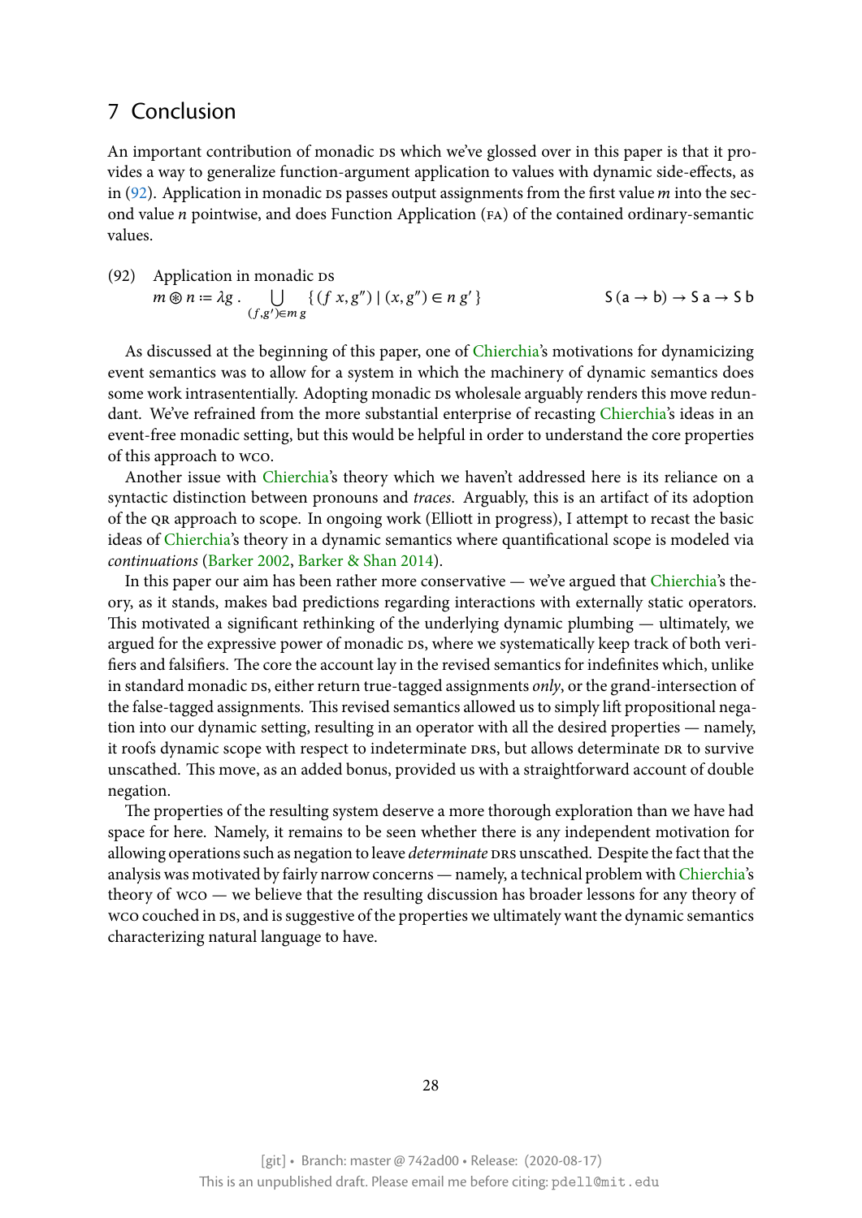## 7 Conclusion

An important contribution of monadic DS which we've glossed over in this paper is that it provides a way to generalize function-argument application to values with dynamic side-effects, as in (92). Application in monadic DS passes output assignments from the first value *m* into the second value *n* pointwise, and does Function Application (FA) of the contained ordinary-semantic values.

(92) Application in monadic DS

$$m \circledast n := \lambda g \,.\, \bigcup_{(f,g') \in m\,g} \{\, (f\ x, g'') \mid (x, g'') \in n\ g' \,\} \qquad \mathsf{S}\,(\mathsf{a} \to \mathsf{b}) \to \mathsf{S}\,\mathsf{a} \to \mathsf{S}\,\mathsf{b}$$

As discussed at the beginning of this paper, one of Chierchia's motivations for dynamicizing event semantics was to allow for a system in which the machinery of dynamic semantics does some work intrasententially. Adopting monadic DS wholesale arguably renders this move redundant. We've refrained from the more substantial enterprise of recasting Chierchia's ideas in an event-free monadic setting, but this would be helpful in order to understand the core properties of this approach to WCO.

Another issue with Chierchia's theory which we haven't addressed here is its reliance on a syntactic distinction between pronouns and *traces*. Arguably, this is an artifact of its adoption of the QR approach to scope. In ongoing work (Elliott in progress), I attempt to recast the basic ideas of Chierchia's theory in a dynamic semantics where quantificational scope is modeled via *continuations* (Barker 2002, Barker & Shan 2014).

In this paper our aim has been rather more conservative — we've argued that Chierchia's theory, as it stands, makes bad predictions regarding interactions with externally static operators. This motivated a significant rethinking of the underlying dynamic plumbing — ultimately, we argued for the expressive power of monadic DS, where we systematically keep track of both verifiers and falsifiers. The core the account lay in the revised semantics for indefinites which, unlike in standard monadic DS, either return true-tagged assignments *only*, or the grand-intersection of the false-tagged assignments. This revised semantics allowed us to simply lift propositional negation into our dynamic setting, resulting in an operator with all the desired properties — namely, it roofs dynamic scope with respect to indeterminate DRS, but allows determinate DR to survive unscathed. This move, as an added bonus, provided us with a straightforward account of double negation.

The properties of the resulting system deserve a more thorough exploration than we have had space for here. Namely, it remains to be seen whether there is any independent motivation for allowing operations such as negation to leave *determinate* DRS unscathed. Despite the fact that the analysis was motivated by fairly narrow concerns — namely, a technical problem with Chierchia's theory of WCO — we believe that the resulting discussion has broader lessons for any theory of WCO couched in DS, and is suggestive of the properties we ultimately want the dynamic semantics characterizing natural language to have.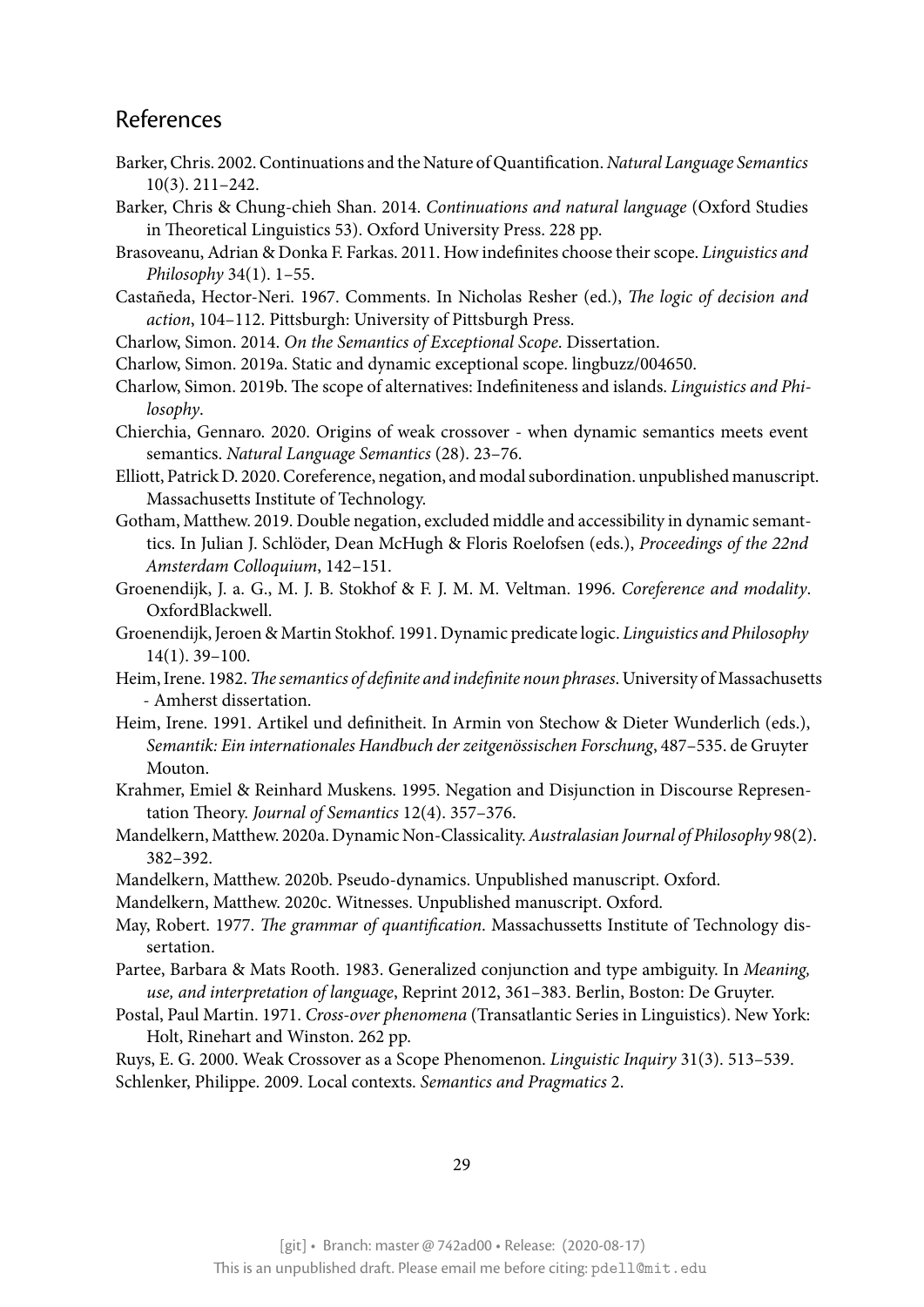## References

Barker, Chris. 2002. Continuations and the Nature of Quantification. *Natural Language Semantics* 10(3). 211–242.

Barker, Chris & Chung-chieh Shan. 2014. *Continuations and natural language* (Oxford Studies in Theoretical Linguistics 53). Oxford University Press. 228 pp.

Brasoveanu, Adrian & Donka F. Farkas. 2011. How indefinites choose their scope. *Linguistics and Philosophy* 34(1). 1–55.

Castañeda, Hector-Neri. 1967. Comments. In Nicholas Resher (ed.), *The logic of decision and action*, 104–112. Pittsburgh: University of Pittsburgh Press.

Charlow, Simon. 2014. *On the Semantics of Exceptional Scope*. Dissertation.

Charlow, Simon. 2019a. Static and dynamic exceptional scope. lingbuzz/004650.

Charlow, Simon. 2019b. The scope of alternatives: Indefiniteness and islands. *Linguistics and Philosophy*.

Chierchia, Gennaro. 2020. Origins of weak crossover - when dynamic semantics meets event semantics. *Natural Language Semantics* (28). 23–76.

Elliott, Patrick D. 2020. Coreference, negation, and modal subordination. unpublished manuscript. Massachusetts Institute of Technology.

Gotham, Matthew. 2019. Double negation, excluded middle and accessibility in dynamic semanttics. In Julian J. Schlöder, Dean McHugh & Floris Roelofsen (eds.), *Proceedings of the 22nd Amsterdam Colloquium*, 142–151.

Groenendijk, J. a. G., M. J. B. Stokhof & F. J. M. M. Veltman. 1996. *Coreference and modality*. OxfordBlackwell.

Groenendijk, Jeroen & Martin Stokhof. 1991. Dynamic predicate logic. *Linguistics and Philosophy* 14(1). 39–100.

Heim, Irene. 1982. *The semantics of definite and indefinite noun phrases*. University of Massachusetts - Amherst dissertation.

Heim, Irene. 1991. Artikel und definitheit. In Armin von Stechow & Dieter Wunderlich (eds.), *Semantik: Ein internationales Handbuch der zeitgenössischen Forschung*, 487–535. de Gruyter Mouton.

Krahmer, Emiel & Reinhard Muskens. 1995. Negation and Disjunction in Discourse Representation Theory. *Journal of Semantics* 12(4). 357–376.

Mandelkern, Matthew. 2020a. Dynamic Non-Classicality. *Australasian Journal of Philosophy* 98(2). 382–392.

Mandelkern, Matthew. 2020b. Pseudo-dynamics. Unpublished manuscript. Oxford.

Mandelkern, Matthew. 2020c. Witnesses. Unpublished manuscript. Oxford.

May, Robert. 1977. *The grammar of quantification*. Massachussetts Institute of Technology dissertation.

Partee, Barbara & Mats Rooth. 1983. Generalized conjunction and type ambiguity. In *Meaning, use, and interpretation of language*, Reprint 2012, 361–383. Berlin, Boston: De Gruyter.

Postal, Paul Martin. 1971. *Cross-over phenomena* (Transatlantic Series in Linguistics). New York: Holt, Rinehart and Winston. 262 pp.

Ruys, E. G. 2000. Weak Crossover as a Scope Phenomenon. *Linguistic Inquiry* 31(3). 513–539.

Schlenker, Philippe. 2009. Local contexts. *Semantics and Pragmatics* 2.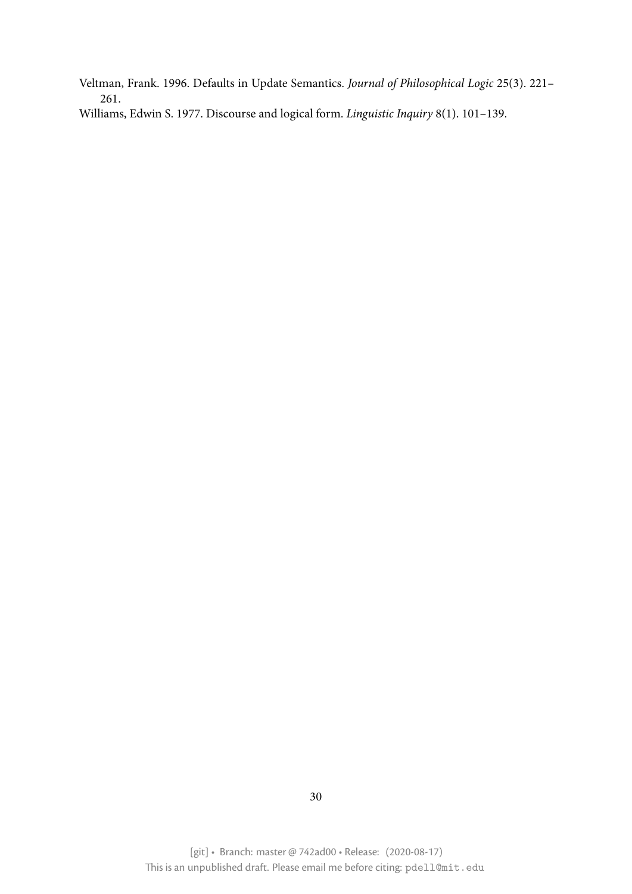Veltman, Frank. 1996. Defaults in Update Semantics. *Journal of Philosophical Logic* 25(3). 221–261.

Williams, Edwin S. 1977. Discourse and logical form. *Linguistic Inquiry* 8(1). 101–139.